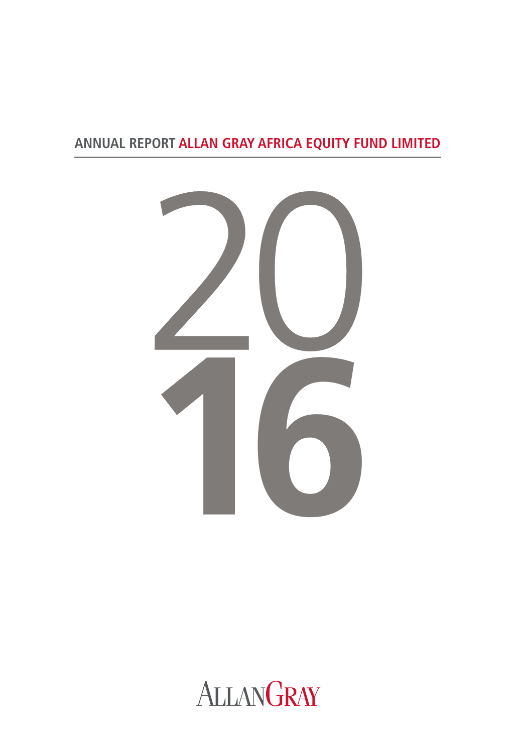**ANNUAL REPORT ALLAN GRAY AFRICA EQUITY FUND LIMITED**

# 2016

ALLANGRAY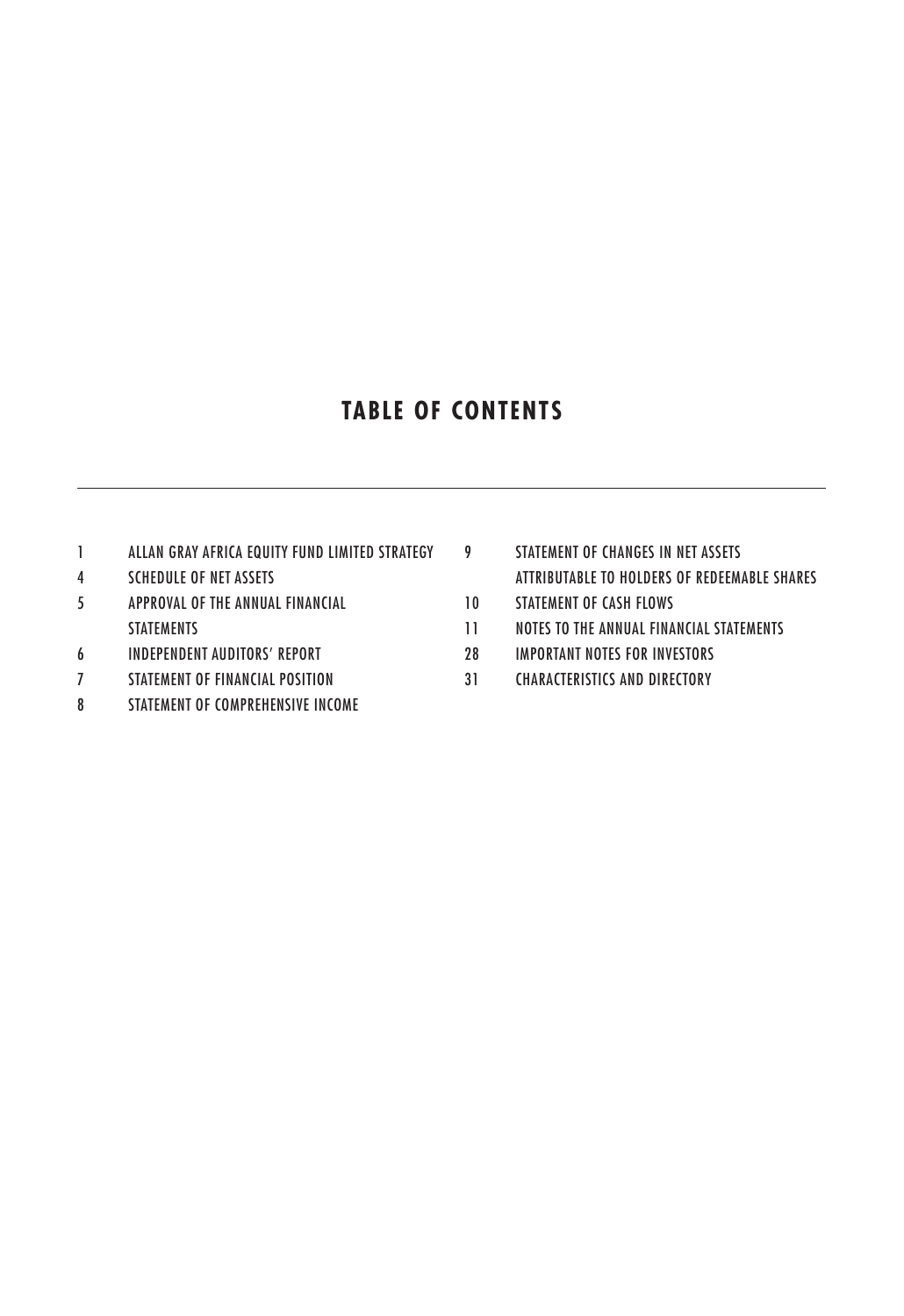# TABLE OF CONTENTS

---

1 ALLAN GRAY AFRICA EQUITY FUND LIMITED STRATEGY

4 SCHEDULE OF NET ASSETS

5 APPROVAL OF THE ANNUAL FINANCIAL STATEMENTS

6 INDEPENDENT AUDITORS' REPORT

7 STATEMENT OF FINANCIAL POSITION

8 STATEMENT OF COMPREHENSIVE INCOME

9 STATEMENT OF CHANGES IN NET ASSETS ATTRIBUTABLE TO HOLDERS OF REDEEMABLE SHARES

10 STATEMENT OF CASH FLOWS

11 NOTES TO THE ANNUAL FINANCIAL STATEMENTS

28 IMPORTANT NOTES FOR INVESTORS

31 CHARACTERISTICS AND DIRECTORY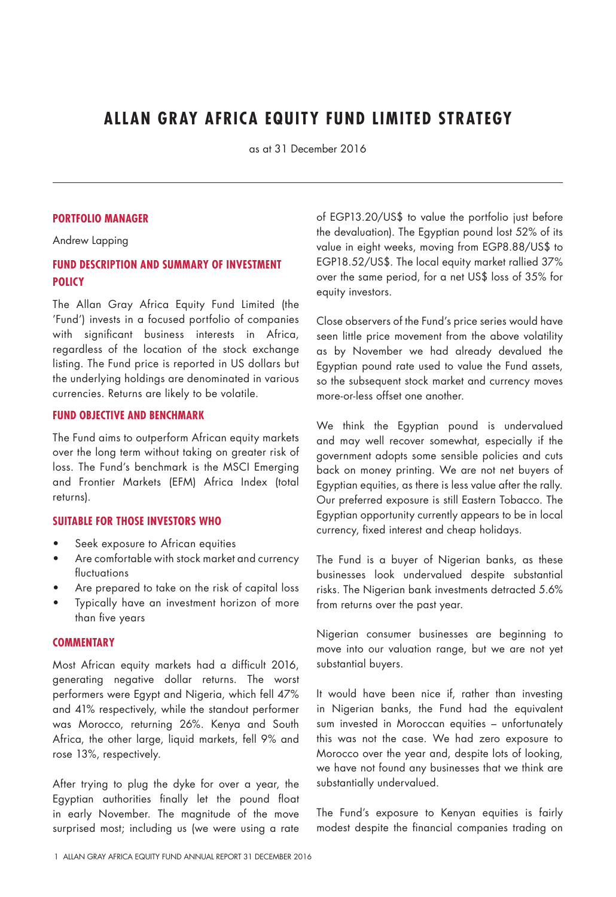# ALLAN GRAY AFRICA EQUITY FUND LIMITED STRATEGY

as at 31 December 2016

## PORTFOLIO MANAGER

Andrew Lapping

## FUND DESCRIPTION AND SUMMARY OF INVESTMENT POLICY

The Allan Gray Africa Equity Fund Limited (the 'Fund') invests in a focused portfolio of companies with significant business interests in Africa, regardless of the location of the stock exchange listing. The Fund price is reported in US dollars but the underlying holdings are denominated in various currencies. Returns are likely to be volatile.

## FUND OBJECTIVE AND BENCHMARK

The Fund aims to outperform African equity markets over the long term without taking on greater risk of loss. The Fund's benchmark is the MSCI Emerging and Frontier Markets (EFM) Africa Index (total returns).

## SUITABLE FOR THOSE INVESTORS WHO

- Seek exposure to African equities
- Are comfortable with stock market and currency fluctuations
- Are prepared to take on the risk of capital loss
- Typically have an investment horizon of more than five years

## COMMENTARY

Most African equity markets had a difficult 2016, generating negative dollar returns. The worst performers were Egypt and Nigeria, which fell 47% and 41% respectively, while the standout performer was Morocco, returning 26%. Kenya and South Africa, the other large, liquid markets, fell 9% and rose 13%, respectively.

After trying to plug the dyke for over a year, the Egyptian authorities finally let the pound float in early November. The magnitude of the move surprised most; including us (we were using a rate of EGP13.20/US$ to value the portfolio just before the devaluation). The Egyptian pound lost 52% of its value in eight weeks, moving from EGP8.88/US$ to EGP18.52/US$. The local equity market rallied 37% over the same period, for a net US$ loss of 35% for equity investors.

Close observers of the Fund's price series would have seen little price movement from the above volatility as by November we had already devalued the Egyptian pound rate used to value the Fund assets, so the subsequent stock market and currency moves more-or-less offset one another.

We think the Egyptian pound is undervalued and may well recover somewhat, especially if the government adopts some sensible policies and cuts back on money printing. We are not net buyers of Egyptian equities, as there is less value after the rally. Our preferred exposure is still Eastern Tobacco. The Egyptian opportunity currently appears to be in local currency, fixed interest and cheap holidays.

The Fund is a buyer of Nigerian banks, as these businesses look undervalued despite substantial risks. The Nigerian bank investments detracted 5.6% from returns over the past year.

Nigerian consumer businesses are beginning to move into our valuation range, but we are not yet substantial buyers.

It would have been nice if, rather than investing in Nigerian banks, the Fund had the equivalent sum invested in Moroccan equities – unfortunately this was not the case. We had zero exposure to Morocco over the year and, despite lots of looking, we have not found any businesses that we think are substantially undervalued.

The Fund's exposure to Kenyan equities is fairly modest despite the financial companies trading on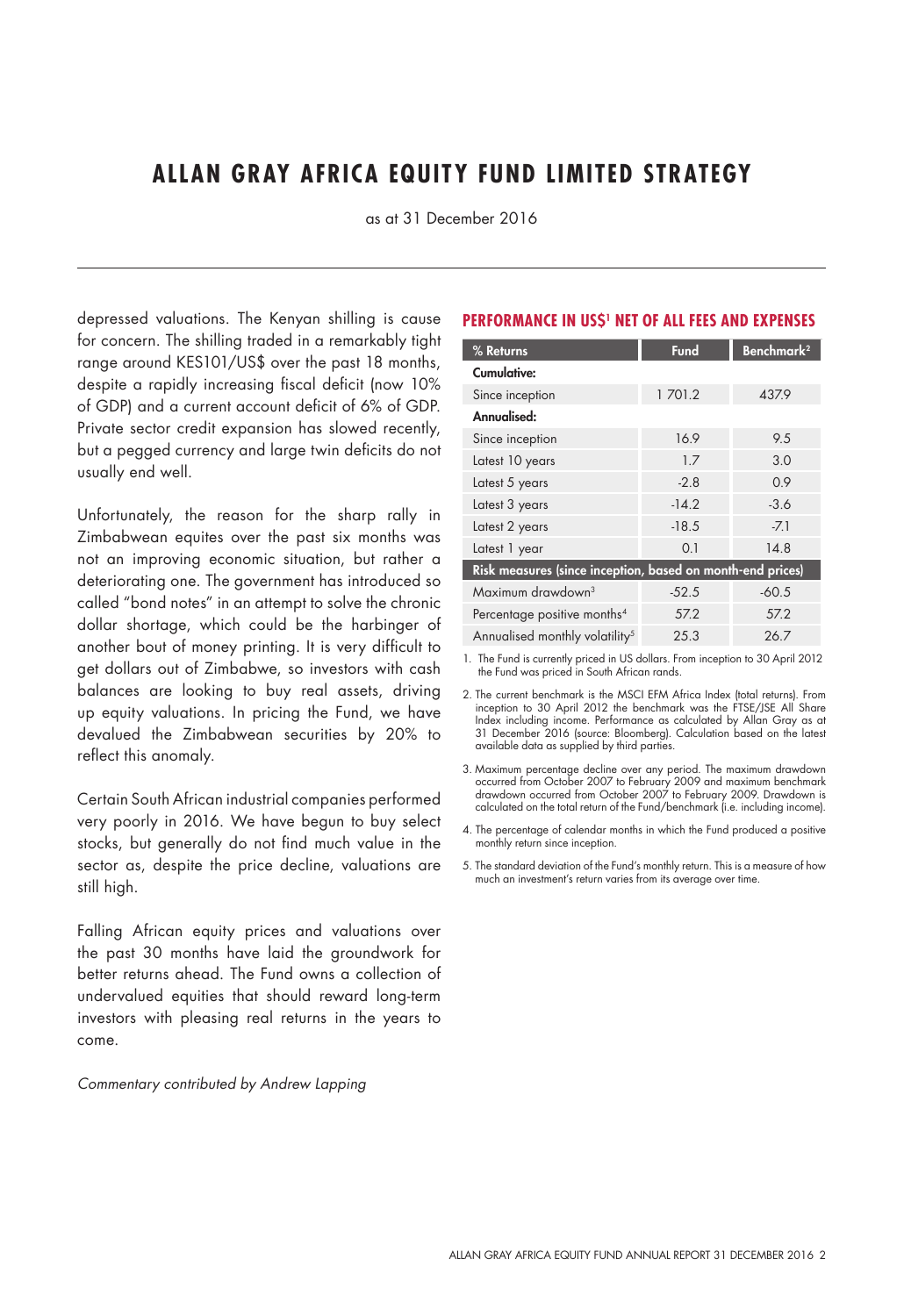# ALLAN GRAY AFRICA EQUITY FUND LIMITED STRATEGY

as at 31 December 2016

depressed valuations. The Kenyan shilling is cause for concern. The shilling traded in a remarkably tight range around KES101/US$ over the past 18 months, despite a rapidly increasing fiscal deficit (now 10% of GDP) and a current account deficit of 6% of GDP. Private sector credit expansion has slowed recently, but a pegged currency and large twin deficits do not usually end well.

Unfortunately, the reason for the sharp rally in Zimbabwean equites over the past six months was not an improving economic situation, but rather a deteriorating one. The government has introduced so called "bond notes" in an attempt to solve the chronic dollar shortage, which could be the harbinger of another bout of money printing. It is very difficult to get dollars out of Zimbabwe, so investors with cash balances are looking to buy real assets, driving up equity valuations. In pricing the Fund, we have devalued the Zimbabwean securities by 20% to reflect this anomaly.

Certain South African industrial companies performed very poorly in 2016. We have begun to buy select stocks, but generally do not find much value in the sector as, despite the price decline, valuations are still high.

Falling African equity prices and valuations over the past 30 months have laid the groundwork for better returns ahead. The Fund owns a collection of undervalued equities that should reward long-term investors with pleasing real returns in the years to come.

*Commentary contributed by Andrew Lapping*

## PERFORMANCE IN US$[1] NET OF ALL FEES AND EXPENSES

| % Returns | Fund | Benchmark[2] |
|---|---|---|
| **Cumulative:** | | |
| Since inception | 1 701.2 | 437.9 |
| **Annualised:** | | |
| Since inception | 16.9 | 9.5 |
| Latest 10 years | 1.7 | 3.0 |
| Latest 5 years | -2.8 | 0.9 |
| Latest 3 years | -14.2 | -3.6 |
| Latest 2 years | -18.5 | -7.1 |
| Latest 1 year | 0.1 | 14.8 |
| **Risk measures (since inception, based on month-end prices)** | | |
| Maximum drawdown[3] | -52.5 | -60.5 |
| Percentage positive months[4] | 57.2 | 57.2 |
| Annualised monthly volatility[5] | 25.3 | 26.7 |

1. The Fund is currently priced in US dollars. From inception to 30 April 2012 the Fund was priced in South African rands.

2. The current benchmark is the MSCI EFM Africa Index (total returns). From inception to 30 April 2012 the benchmark was the FTSE/JSE All Share Index including income. Performance as calculated by Allan Gray as at 31 December 2016 (source: Bloomberg). Calculation based on the latest available data as supplied by third parties.

3. Maximum percentage decline over any period. The maximum drawdown occurred from October 2007 to February 2009 and maximum benchmark drawdown occurred from October 2007 to February 2009. Drawdown is calculated on the total return of the Fund/benchmark (i.e. including income).

4. The percentage of calendar months in which the Fund produced a positive monthly return since inception.

5. The standard deviation of the Fund's monthly return. This is a measure of how much an investment's return varies from its average over time.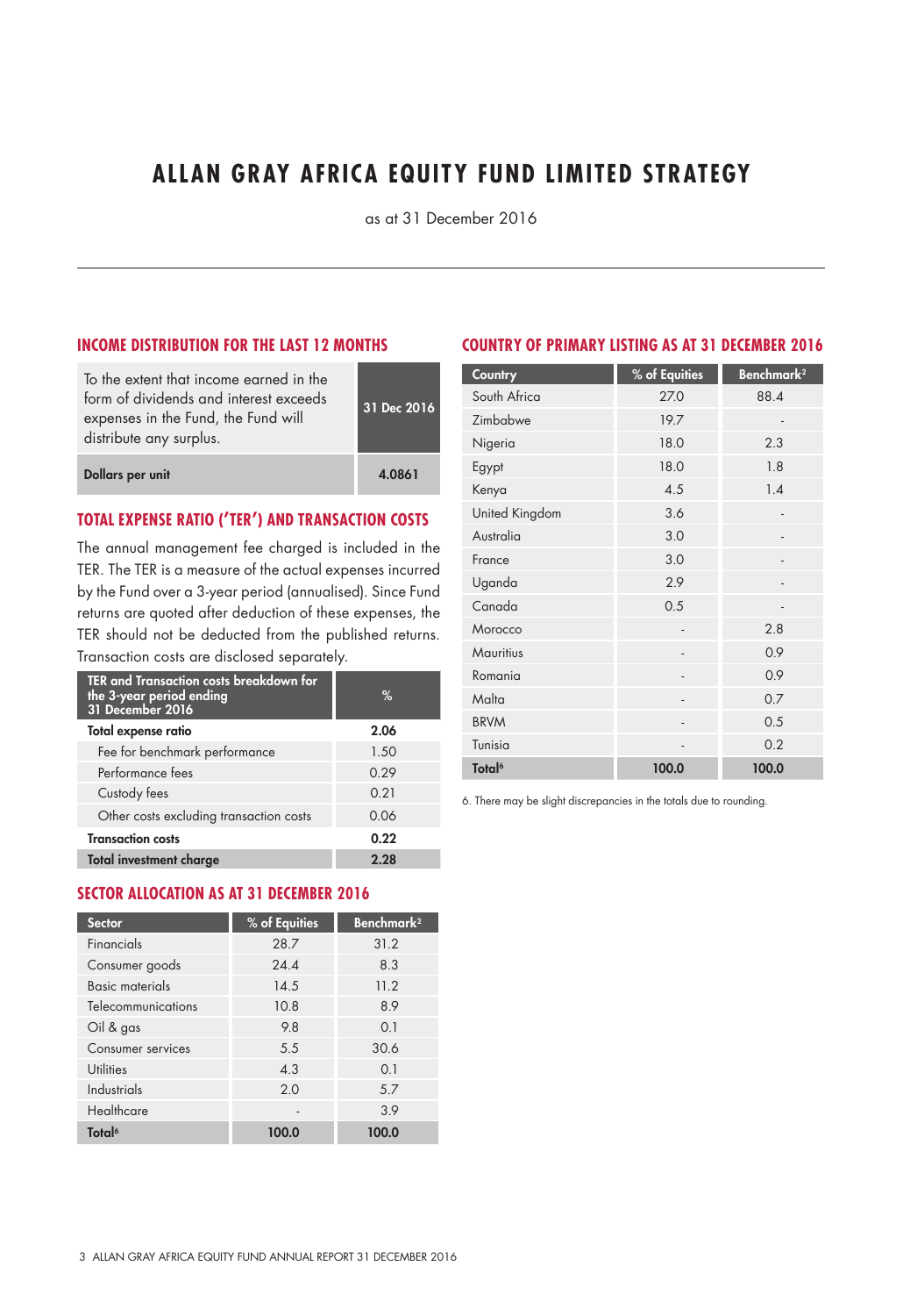# ALLAN GRAY AFRICA EQUITY FUND LIMITED STRATEGY

as at 31 December 2016

## INCOME DISTRIBUTION FOR THE LAST 12 MONTHS

| To the extent that income earned in the form of dividends and interest exceeds expenses in the Fund, the Fund will distribute any surplus. | 31 Dec 2016 |
|---|---|
| **Dollars per unit** | **4.0861** |

## TOTAL EXPENSE RATIO ('TER') AND TRANSACTION COSTS

The annual management fee charged is included in the TER. The TER is a measure of the actual expenses incurred by the Fund over a 3-year period (annualised). Since Fund returns are quoted after deduction of these expenses, the TER should not be deducted from the published returns. Transaction costs are disclosed separately.

| TER and Transaction costs breakdown for the 3-year period ending 31 December 2016 | % |
|---|---|
| **Total expense ratio** | **2.06** |
| Fee for benchmark performance | 1.50 |
| Performance fees | 0.29 |
| Custody fees | 0.21 |
| Other costs excluding transaction costs | 0.06 |
| **Transaction costs** | **0.22** |
| **Total investment charge** | **2.28** |

## SECTOR ALLOCATION AS AT 31 DECEMBER 2016

| Sector | % of Equities | Benchmark[2] |
|---|---|---|
| Financials | 28.7 | 31.2 |
| Consumer goods | 24.4 | 8.3 |
| Basic materials | 14.5 | 11.2 |
| Telecommunications | 10.8 | 8.9 |
| Oil & gas | 9.8 | 0.1 |
| Consumer services | 5.5 | 30.6 |
| Utilities | 4.3 | 0.1 |
| Industrials | 2.0 | 5.7 |
| Healthcare | - | 3.9 |
| **Total[6]** | **100.0** | **100.0** |

## COUNTRY OF PRIMARY LISTING AS AT 31 DECEMBER 2016

| Country | % of Equities | Benchmark[2] |
|---|---|---|
| South Africa | 27.0 | 88.4 |
| Zimbabwe | 19.7 | - |
| Nigeria | 18.0 | 2.3 |
| Egypt | 18.0 | 1.8 |
| Kenya | 4.5 | 1.4 |
| United Kingdom | 3.6 | - |
| Australia | 3.0 | - |
| France | 3.0 | - |
| Uganda | 2.9 | - |
| Canada | 0.5 | - |
| Morocco | - | 2.8 |
| Mauritius | - | 0.9 |
| Romania | - | 0.9 |
| Malta | - | 0.7 |
| BRVM | - | 0.5 |
| Tunisia | - | 0.2 |
| **Total[6]** | **100.0** | **100.0** |

6. There may be slight discrepancies in the totals due to rounding.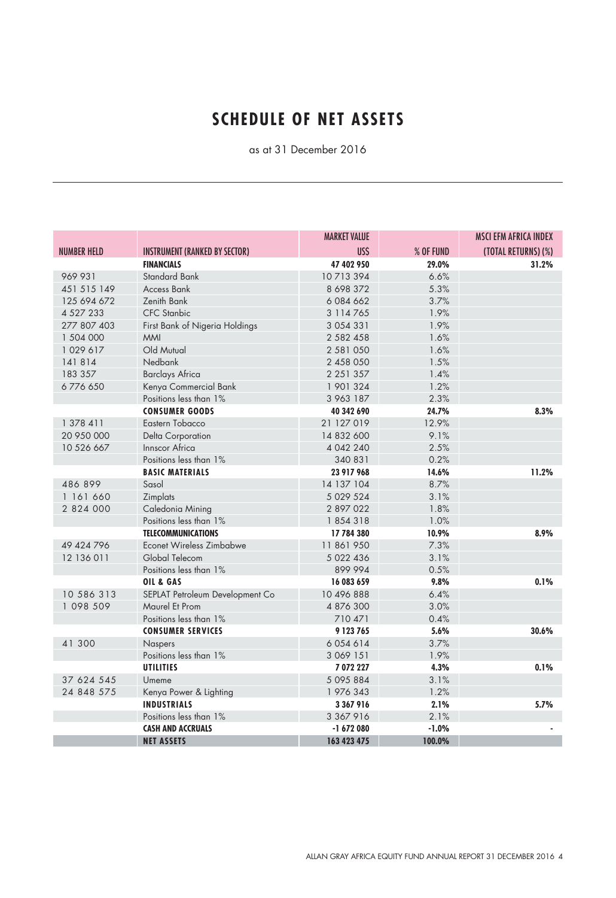# SCHEDULE OF NET ASSETS

as at 31 December 2016

| NUMBER HELD | INSTRUMENT (RANKED BY SECTOR) | MARKET VALUE US$ | % OF FUND | MSCI EFM AFRICA INDEX (TOTAL RETURNS) (%) |
|---|---|---|---|---|
| | **FINANCIALS** | **47 402 950** | **29.0%** | **31.2%** |
| 969 931 | Standard Bank | 10 713 394 | 6.6% | |
| 451 515 149 | Access Bank | 8 698 372 | 5.3% | |
| 125 694 672 | Zenith Bank | 6 084 662 | 3.7% | |
| 4 527 233 | CFC Stanbic | 3 114 765 | 1.9% | |
| 277 807 403 | First Bank of Nigeria Holdings | 3 054 331 | 1.9% | |
| 1 504 000 | MMI | 2 582 458 | 1.6% | |
| 1 029 617 | Old Mutual | 2 581 050 | 1.6% | |
| 141 814 | Nedbank | 2 458 050 | 1.5% | |
| 183 357 | Barclays Africa | 2 251 357 | 1.4% | |
| 6 776 650 | Kenya Commercial Bank | 1 901 324 | 1.2% | |
| | Positions less than 1% | 3 963 187 | 2.3% | |
| | **CONSUMER GOODS** | **40 342 690** | **24.7%** | **8.3%** |
| 1 378 411 | Eastern Tobacco | 21 127 019 | 12.9% | |
| 20 950 000 | Delta Corporation | 14 832 600 | 9.1% | |
| 10 526 667 | Innscor Africa | 4 042 240 | 2.5% | |
| | Positions less than 1% | 340 831 | 0.2% | |
| | **BASIC MATERIALS** | **23 917 968** | **14.6%** | **11.2%** |
| 486 899 | Sasol | 14 137 104 | 8.7% | |
| 1 161 660 | Zimplats | 5 029 524 | 3.1% | |
| 2 824 000 | Caledonia Mining | 2 897 022 | 1.8% | |
| | Positions less than 1% | 1 854 318 | 1.0% | |
| | **TELECOMMUNICATIONS** | **17 784 380** | **10.9%** | **8.9%** |
| 49 424 796 | Econet Wireless Zimbabwe | 11 861 950 | 7.3% | |
| 12 136 011 | Global Telecom | 5 022 436 | 3.1% | |
| | Positions less than 1% | 899 994 | 0.5% | |
| | **OIL & GAS** | **16 083 659** | **9.8%** | **0.1%** |
| 10 586 313 | SEPLAT Petroleum Development Co | 10 496 888 | 6.4% | |
| 1 098 509 | Maurel Et Prom | 4 876 300 | 3.0% | |
| | Positions less than 1% | 710 471 | 0.4% | |
| | **CONSUMER SERVICES** | **9 123 765** | **5.6%** | **30.6%** |
| 41 300 | Naspers | 6 054 614 | 3.7% | |
| | Positions less than 1% | 3 069 151 | 1.9% | |
| | **UTILITIES** | **7 072 227** | **4.3%** | **0.1%** |
| 37 624 545 | Umeme | 5 095 884 | 3.1% | |
| 24 848 575 | Kenya Power & Lighting | 1 976 343 | 1.2% | |
| | **INDUSTRIALS** | **3 367 916** | **2.1%** | **5.7%** |
| | Positions less than 1% | 3 367 916 | 2.1% | |
| | **CASH AND ACCRUALS** | **-1 672 080** | **-1.0%** | - |
| | **NET ASSETS** | **163 423 475** | **100.0%** | |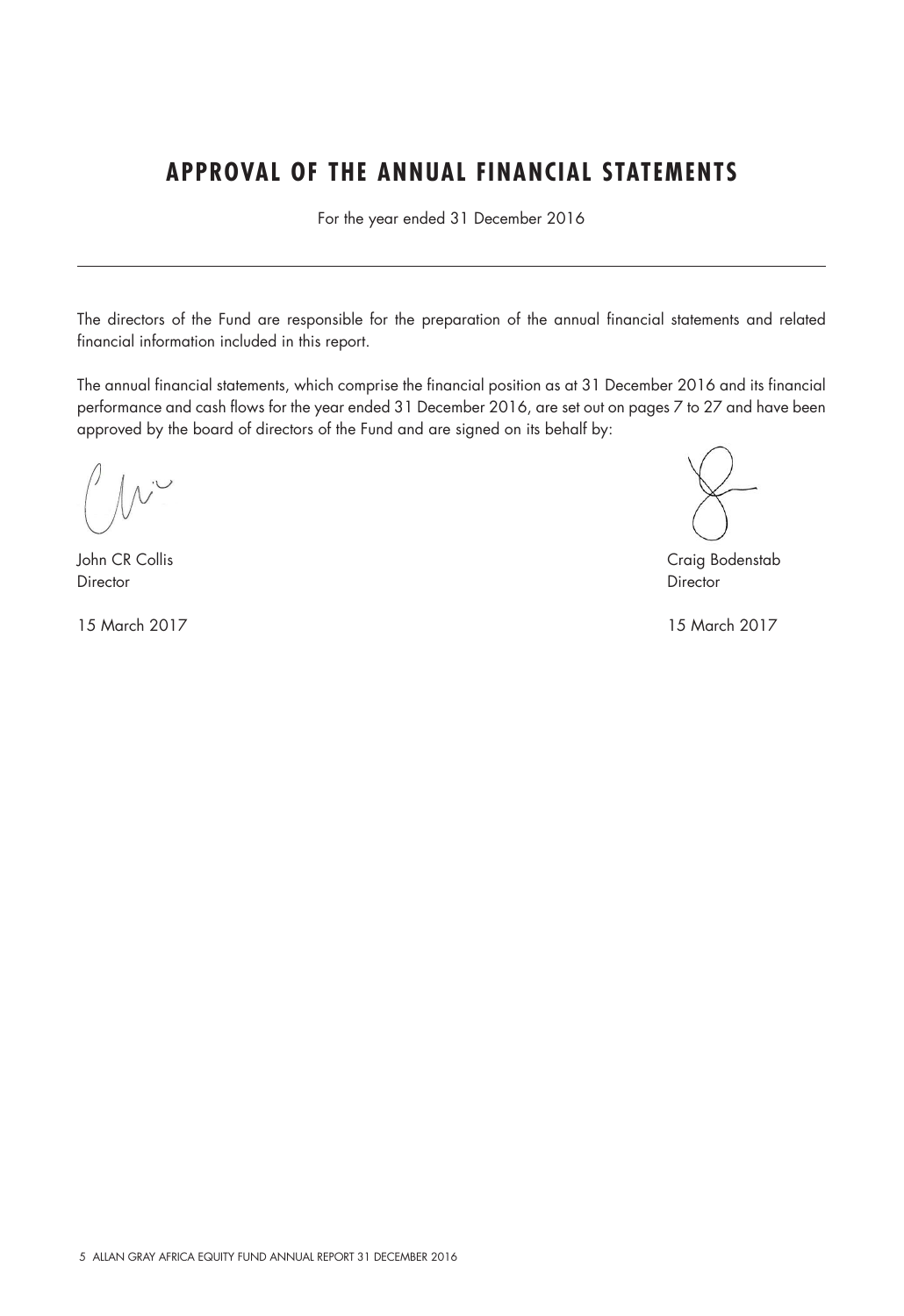# APPROVAL OF THE ANNUAL FINANCIAL STATEMENTS

For the year ended 31 December 2016

The directors of the Fund are responsible for the preparation of the annual financial statements and related financial information included in this report.

The annual financial statements, which comprise the financial position as at 31 December 2016 and its financial performance and cash flows for the year ended 31 December 2016, are set out on pages 7 to 27 and have been approved by the board of directors of the Fund and are signed on its behalf by:

John CR Collis
Director

15 March 2017

Craig Bodenstab
Director

15 March 2017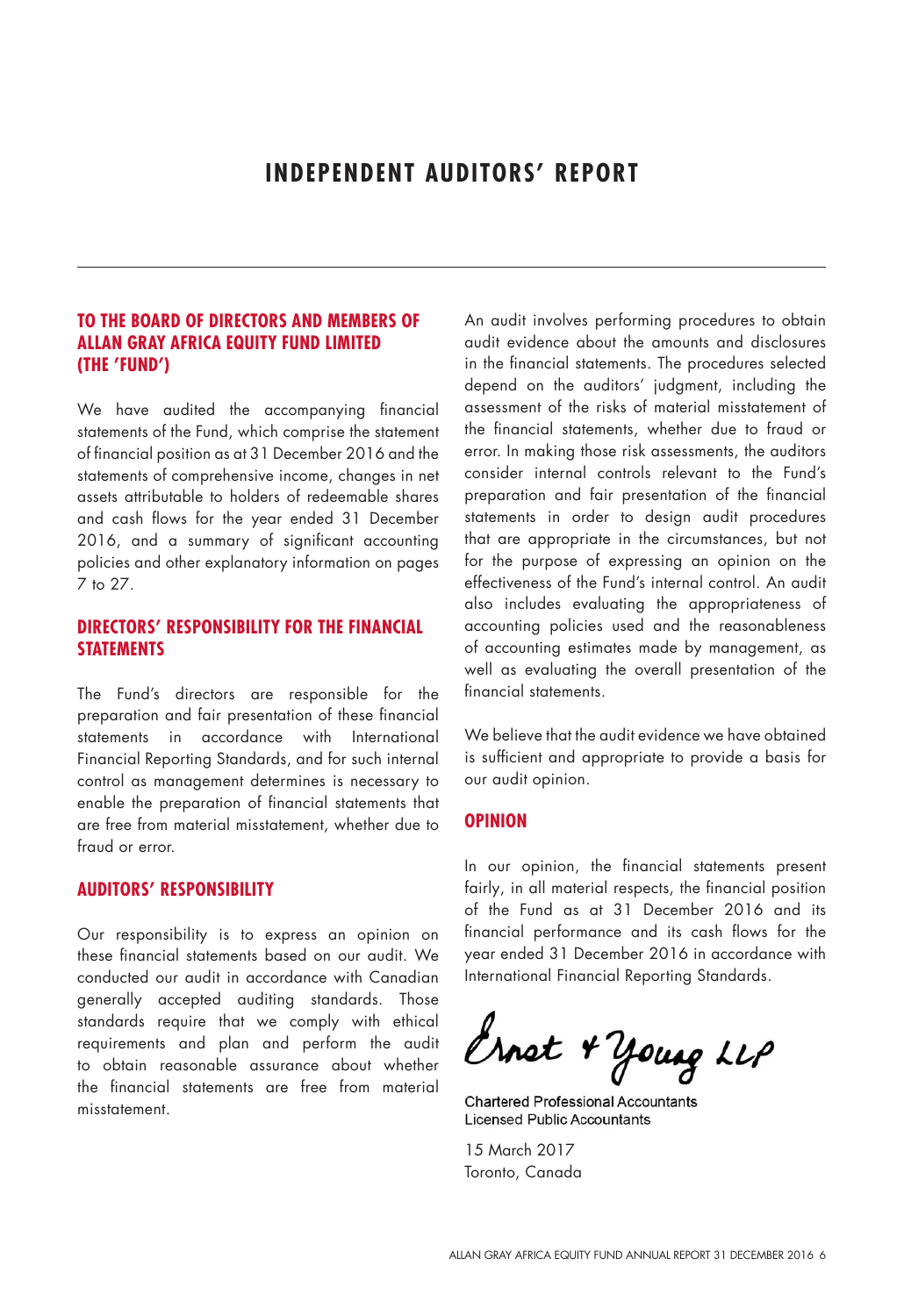# INDEPENDENT AUDITORS' REPORT

## TO THE BOARD OF DIRECTORS AND MEMBERS OF ALLAN GRAY AFRICA EQUITY FUND LIMITED (THE 'FUND')

We have audited the accompanying financial statements of the Fund, which comprise the statement of financial position as at 31 December 2016 and the statements of comprehensive income, changes in net assets attributable to holders of redeemable shares and cash flows for the year ended 31 December 2016, and a summary of significant accounting policies and other explanatory information on pages 7 to 27.

## DIRECTORS' RESPONSIBILITY FOR THE FINANCIAL STATEMENTS

The Fund's directors are responsible for the preparation and fair presentation of these financial statements in accordance with International Financial Reporting Standards, and for such internal control as management determines is necessary to enable the preparation of financial statements that are free from material misstatement, whether due to fraud or error.

## AUDITORS' RESPONSIBILITY

Our responsibility is to express an opinion on these financial statements based on our audit. We conducted our audit in accordance with Canadian generally accepted auditing standards. Those standards require that we comply with ethical requirements and plan and perform the audit to obtain reasonable assurance about whether the financial statements are free from material misstatement.

An audit involves performing procedures to obtain audit evidence about the amounts and disclosures in the financial statements. The procedures selected depend on the auditors' judgment, including the assessment of the risks of material misstatement of the financial statements, whether due to fraud or error. In making those risk assessments, the auditors consider internal controls relevant to the Fund's preparation and fair presentation of the financial statements in order to design audit procedures that are appropriate in the circumstances, but not for the purpose of expressing an opinion on the effectiveness of the Fund's internal control. An audit also includes evaluating the appropriateness of accounting policies used and the reasonableness of accounting estimates made by management, as well as evaluating the overall presentation of the financial statements.

We believe that the audit evidence we have obtained is sufficient and appropriate to provide a basis for our audit opinion.

## OPINION

In our opinion, the financial statements present fairly, in all material respects, the financial position of the Fund as at 31 December 2016 and its financial performance and its cash flows for the year ended 31 December 2016 in accordance with International Financial Reporting Standards.

Ernst & Young LLP

Chartered Professional Accountants
Licensed Public Accountants

15 March 2017
Toronto, Canada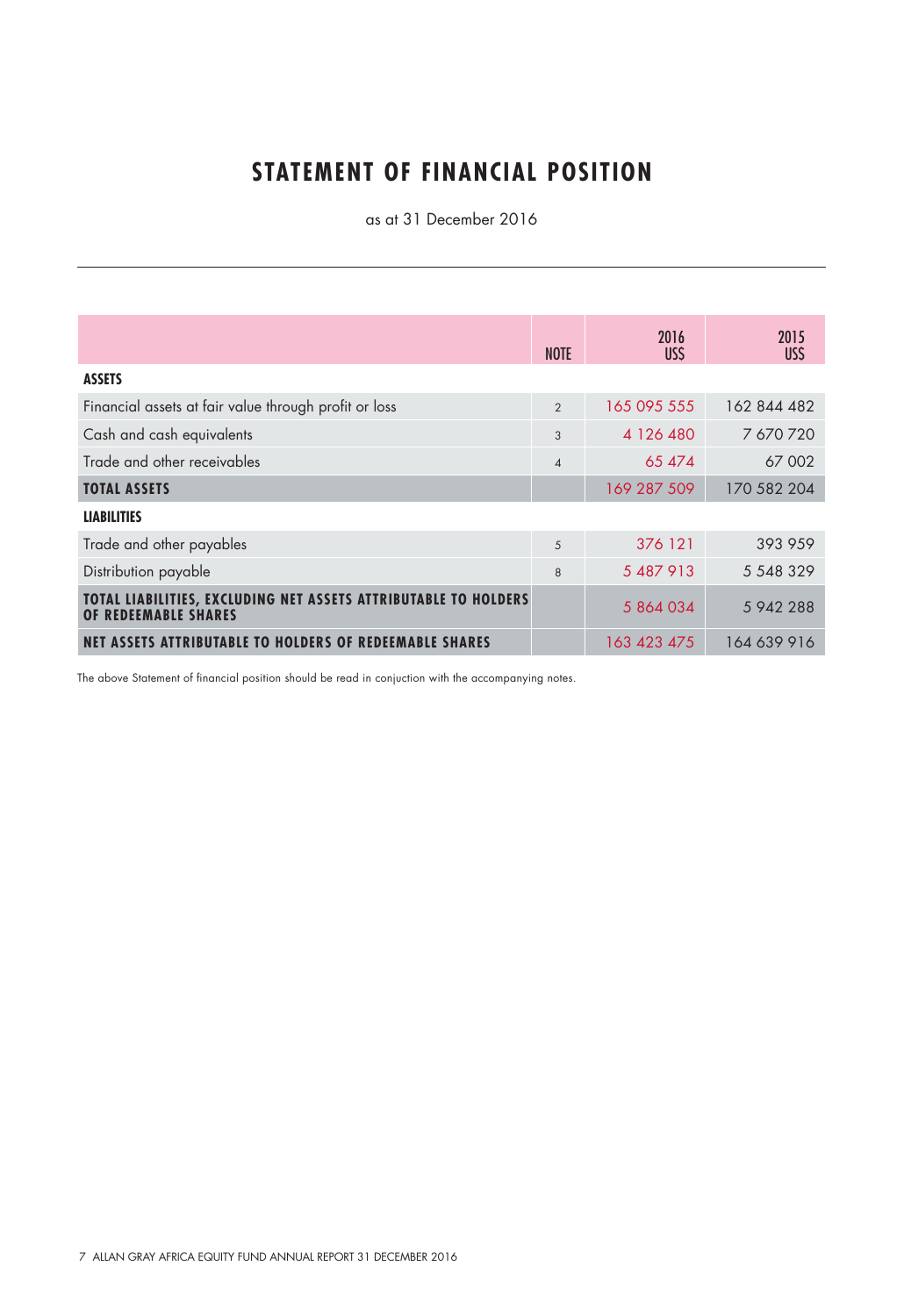# STATEMENT OF FINANCIAL POSITION

as at 31 December 2016

| | NOTE | 2016 US$ | 2015 US$ |
|---|---|---|---|
| **ASSETS** | | | |
| Financial assets at fair value through profit or loss | 2 | 165 095 555 | 162 844 482 |
| Cash and cash equivalents | 3 | 4 126 480 | 7 670 720 |
| Trade and other receivables | 4 | 65 474 | 67 002 |
| **TOTAL ASSETS** | | 169 287 509 | 170 582 204 |
| **LIABILITIES** | | | |
| Trade and other payables | 5 | 376 121 | 393 959 |
| Distribution payable | 8 | 5 487 913 | 5 548 329 |
| **TOTAL LIABILITIES, EXCLUDING NET ASSETS ATTRIBUTABLE TO HOLDERS OF REDEEMABLE SHARES** | | 5 864 034 | 5 942 288 |
| **NET ASSETS ATTRIBUTABLE TO HOLDERS OF REDEEMABLE SHARES** | | 163 423 475 | 164 639 916 |

The above Statement of financial position should be read in conjuction with the accompanying notes.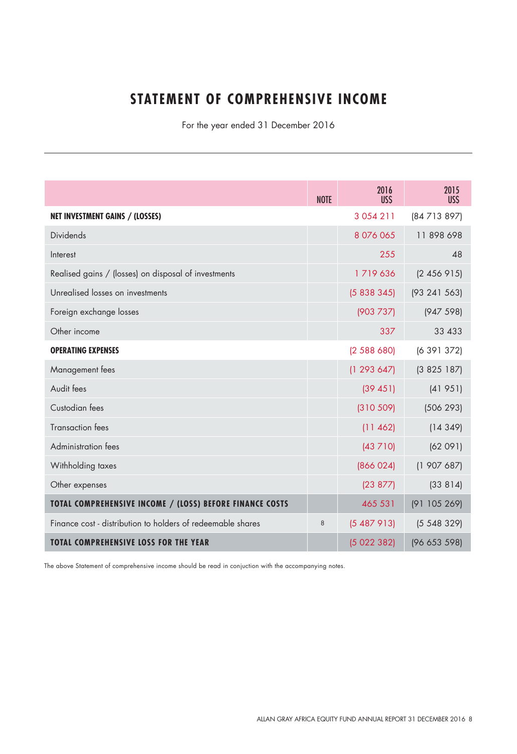# STATEMENT OF COMPREHENSIVE INCOME

For the year ended 31 December 2016

| | NOTE | 2016 US$ | 2015 US$ |
|---|---|---|---|
| **NET INVESTMENT GAINS / (LOSSES)** | | 3 054 211 | (84 713 897) |
| Dividends | | 8 076 065 | 11 898 698 |
| Interest | | 255 | 48 |
| Realised gains / (losses) on disposal of investments | | 1 719 636 | (2 456 915) |
| Unrealised losses on investments | | (5 838 345) | (93 241 563) |
| Foreign exchange losses | | (903 737) | (947 598) |
| Other income | | 337 | 33 433 |
| **OPERATING EXPENSES** | | (2 588 680) | (6 391 372) |
| Management fees | | (1 293 647) | (3 825 187) |
| Audit fees | | (39 451) | (41 951) |
| Custodian fees | | (310 509) | (506 293) |
| Transaction fees | | (11 462) | (14 349) |
| Administration fees | | (43 710) | (62 091) |
| Withholding taxes | | (866 024) | (1 907 687) |
| Other expenses | | (23 877) | (33 814) |
| **TOTAL COMPREHENSIVE INCOME / (LOSS) BEFORE FINANCE COSTS** | | 465 531 | (91 105 269) |
| Finance cost - distribution to holders of redeemable shares | 8 | (5 487 913) | (5 548 329) |
| **TOTAL COMPREHENSIVE LOSS FOR THE YEAR** | | (5 022 382) | (96 653 598) |

The above Statement of comprehensive income should be read in conjuction with the accompanying notes.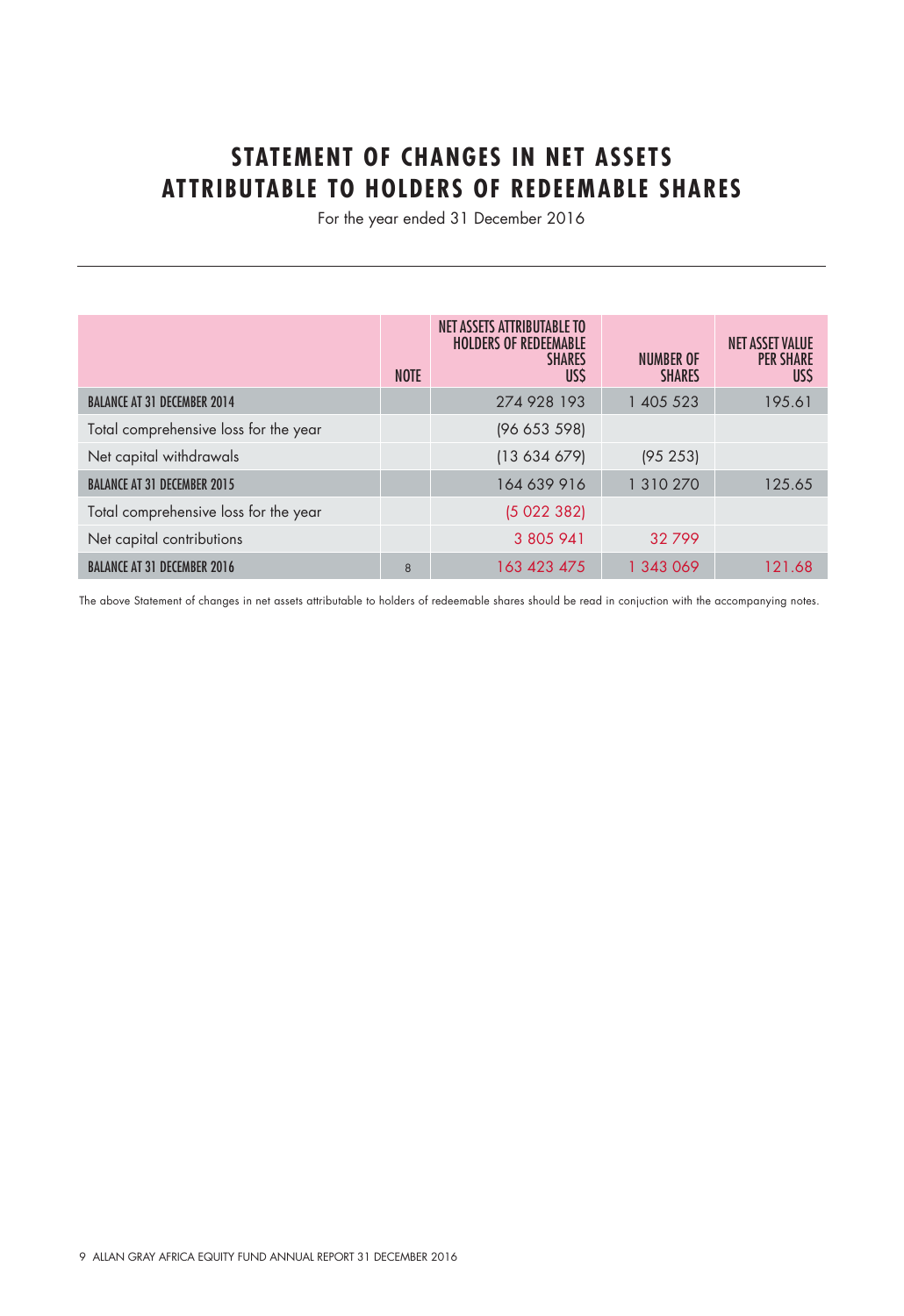# STATEMENT OF CHANGES IN NET ASSETS ATTRIBUTABLE TO HOLDERS OF REDEEMABLE SHARES

For the year ended 31 December 2016

| | NOTE | NET ASSETS ATTRIBUTABLE TO HOLDERS OF REDEEMABLE SHARES US$ | NUMBER OF SHARES | NET ASSET VALUE PER SHARE US$ |
|---|---|---|---|---|
| BALANCE AT 31 DECEMBER 2014 | | 274 928 193 | 1 405 523 | 195.61 |
| Total comprehensive loss for the year | | (96 653 598) | | |
| Net capital withdrawals | | (13 634 679) | (95 253) | |
| BALANCE AT 31 DECEMBER 2015 | | 164 639 916 | 1 310 270 | 125.65 |
| Total comprehensive loss for the year | | (5 022 382) | | |
| Net capital contributions | | 3 805 941 | 32 799 | |
| BALANCE AT 31 DECEMBER 2016 | 8 | 163 423 475 | 1 343 069 | 121.68 |

The above Statement of changes in net assets attributable to holders of redeemable shares should be read in conjuction with the accompanying notes.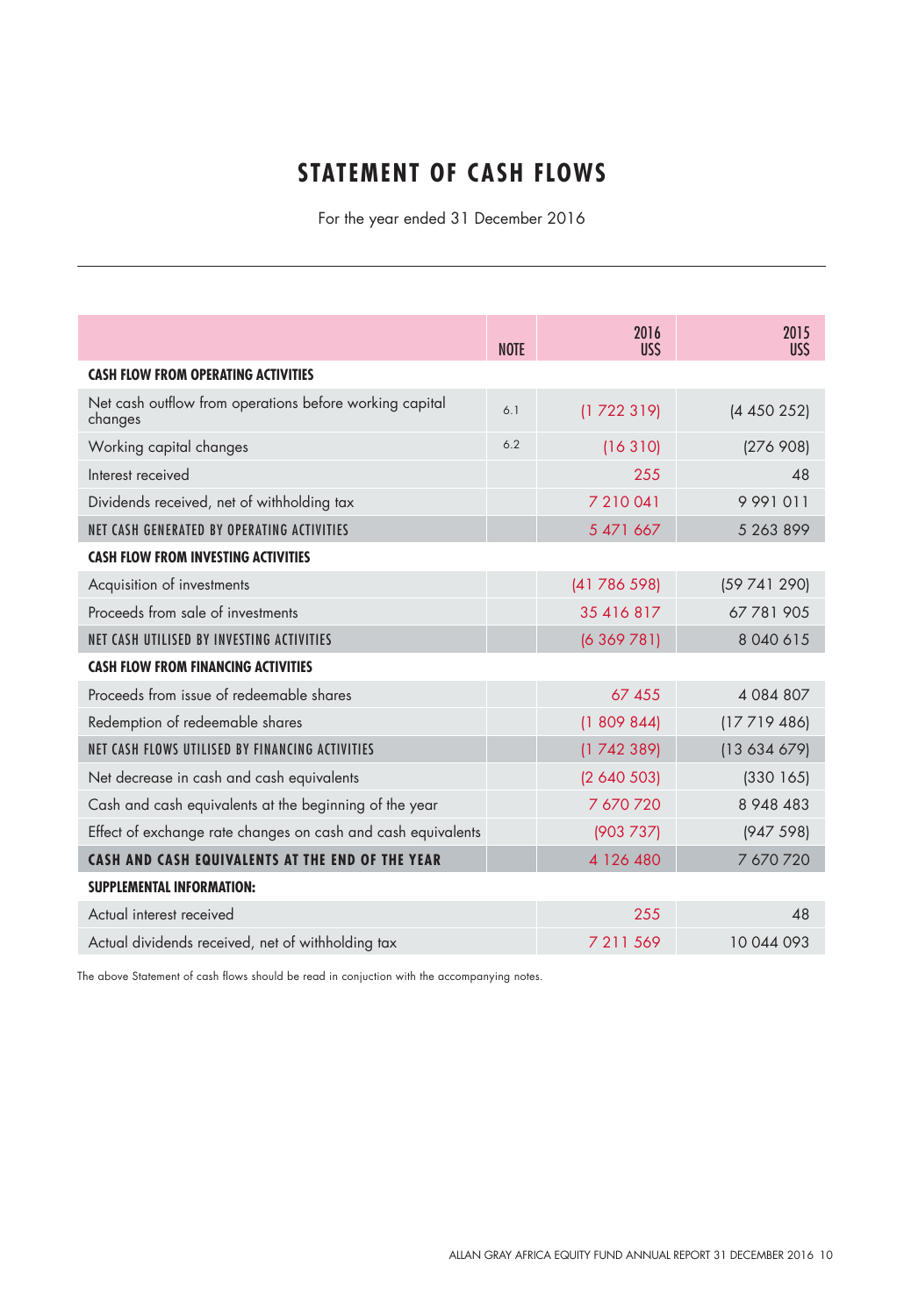# STATEMENT OF CASH FLOWS

For the year ended 31 December 2016

| | NOTE | 2016 US$ | 2015 US$ |
|---|---|---|---|
| **CASH FLOW FROM OPERATING ACTIVITIES** | | | |
| Net cash outflow from operations before working capital changes | 6.1 | (1 722 319) | (4 450 252) |
| Working capital changes | 6.2 | (16 310) | (276 908) |
| Interest received | | 255 | 48 |
| Dividends received, net of withholding tax | | 7 210 041 | 9 991 011 |
| NET CASH GENERATED BY OPERATING ACTIVITIES | | 5 471 667 | 5 263 899 |
| **CASH FLOW FROM INVESTING ACTIVITIES** | | | |
| Acquisition of investments | | (41 786 598) | (59 741 290) |
| Proceeds from sale of investments | | 35 416 817 | 67 781 905 |
| NET CASH UTILISED BY INVESTING ACTIVITIES | | (6 369 781) | 8 040 615 |
| **CASH FLOW FROM FINANCING ACTIVITIES** | | | |
| Proceeds from issue of redeemable shares | | 67 455 | 4 084 807 |
| Redemption of redeemable shares | | (1 809 844) | (17 719 486) |
| NET CASH FLOWS UTILISED BY FINANCING ACTIVITIES | | (1 742 389) | (13 634 679) |
| Net decrease in cash and cash equivalents | | (2 640 503) | (330 165) |
| Cash and cash equivalents at the beginning of the year | | 7 670 720 | 8 948 483 |
| Effect of exchange rate changes on cash and cash equivalents | | (903 737) | (947 598) |
| **CASH AND CASH EQUIVALENTS AT THE END OF THE YEAR** | | **4 126 480** | **7 670 720** |
| **SUPPLEMENTAL INFORMATION:** | | | |
| Actual interest received | | 255 | 48 |
| Actual dividends received, net of withholding tax | | 7 211 569 | 10 044 093 |

The above Statement of cash flows should be read in conjuction with the accompanying notes.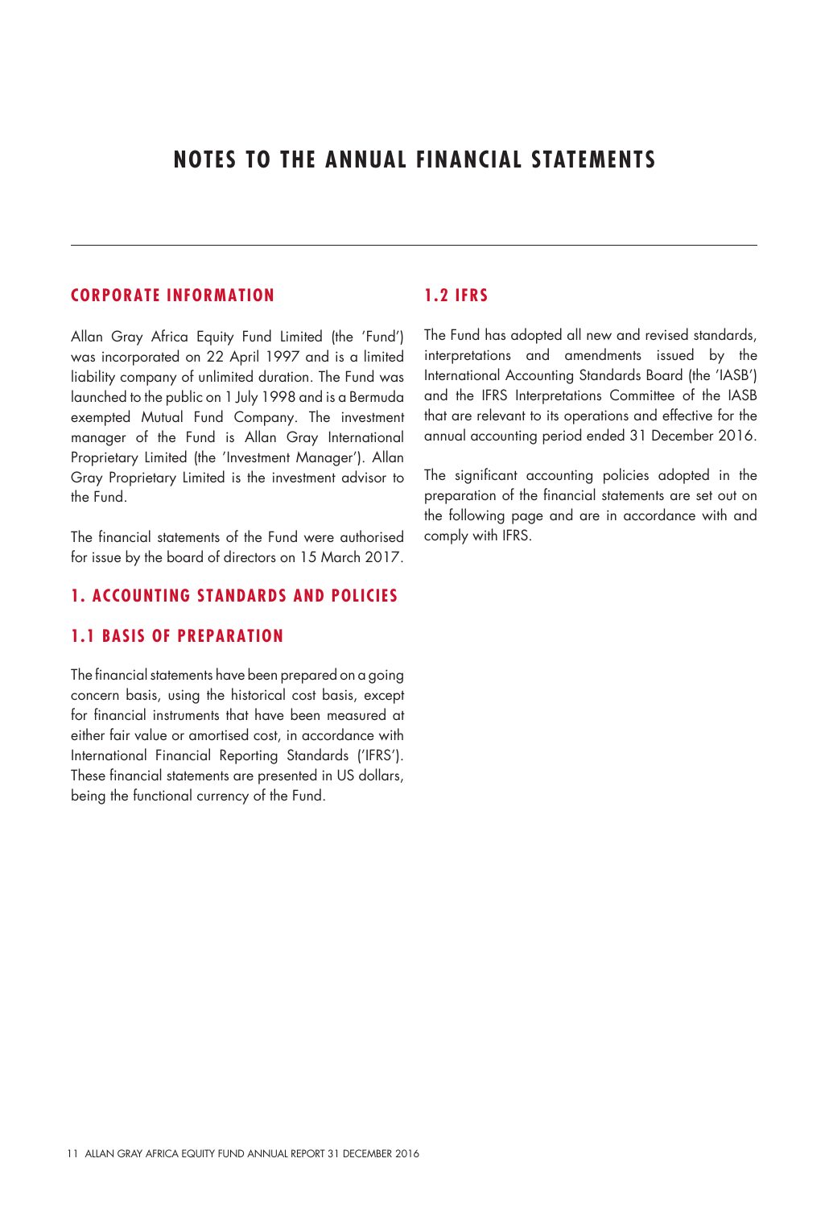# NOTES TO THE ANNUAL FINANCIAL STATEMENTS

## CORPORATE INFORMATION

Allan Gray Africa Equity Fund Limited (the 'Fund') was incorporated on 22 April 1997 and is a limited liability company of unlimited duration. The Fund was launched to the public on 1 July 1998 and is a Bermuda exempted Mutual Fund Company. The investment manager of the Fund is Allan Gray International Proprietary Limited (the 'Investment Manager'). Allan Gray Proprietary Limited is the investment advisor to the Fund.

The financial statements of the Fund were authorised for issue by the board of directors on 15 March 2017.

## 1. ACCOUNTING STANDARDS AND POLICIES

### 1.1 BASIS OF PREPARATION

The financial statements have been prepared on a going concern basis, using the historical cost basis, except for financial instruments that have been measured at either fair value or amortised cost, in accordance with International Financial Reporting Standards ('IFRS'). These financial statements are presented in US dollars, being the functional currency of the Fund.

### 1.2 IFRS

The Fund has adopted all new and revised standards, interpretations and amendments issued by the International Accounting Standards Board (the 'IASB') and the IFRS Interpretations Committee of the IASB that are relevant to its operations and effective for the annual accounting period ended 31 December 2016.

The significant accounting policies adopted in the preparation of the financial statements are set out on the following page and are in accordance with and comply with IFRS.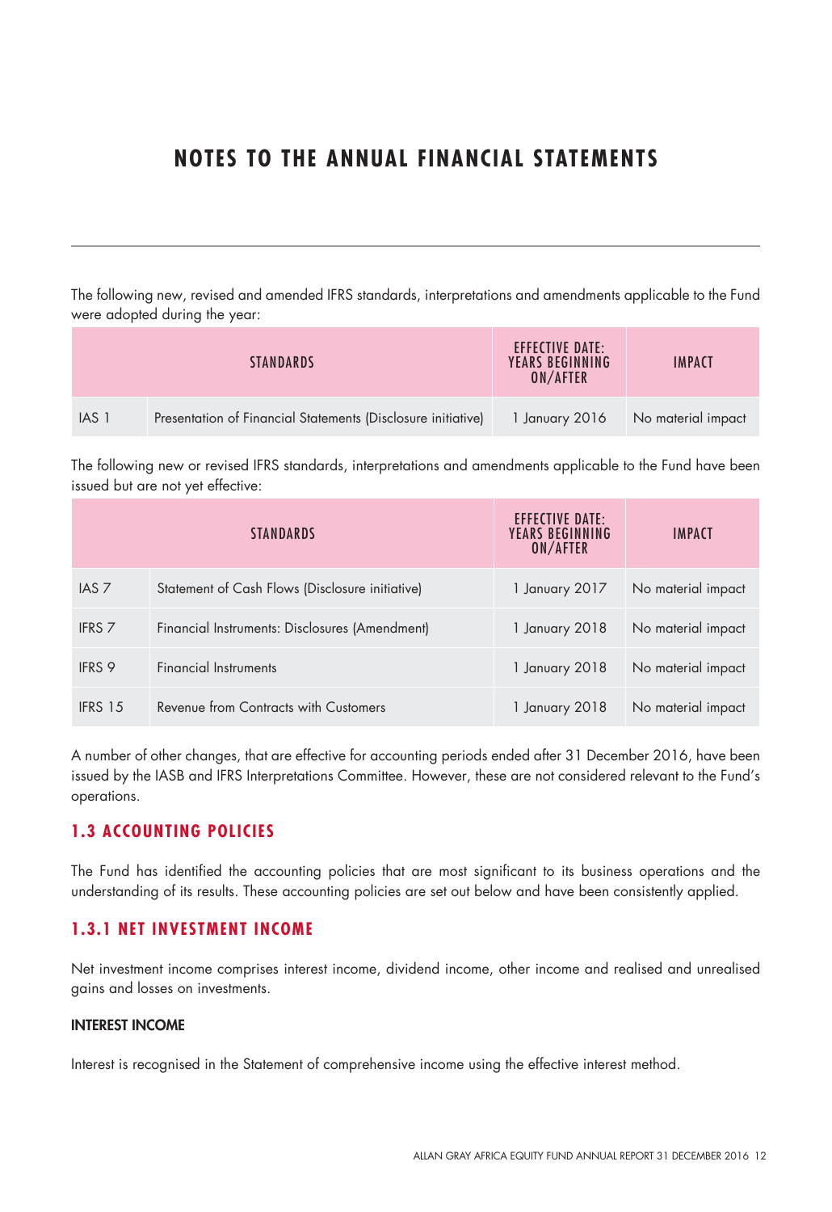# NOTES TO THE ANNUAL FINANCIAL STATEMENTS

The following new, revised and amended IFRS standards, interpretations and amendments applicable to the Fund were adopted during the year:

| STANDARDS | | EFFECTIVE DATE: YEARS BEGINNING ON/AFTER | IMPACT |
|---|---|---|---|
| IAS 1 | Presentation of Financial Statements (Disclosure initiative) | 1 January 2016 | No material impact |

The following new or revised IFRS standards, interpretations and amendments applicable to the Fund have been issued but are not yet effective:

| STANDARDS | | EFFECTIVE DATE: YEARS BEGINNING ON/AFTER | IMPACT |
|---|---|---|---|
| IAS 7 | Statement of Cash Flows (Disclosure initiative) | 1 January 2017 | No material impact |
| IFRS 7 | Financial Instruments: Disclosures (Amendment) | 1 January 2018 | No material impact |
| IFRS 9 | Financial Instruments | 1 January 2018 | No material impact |
| IFRS 15 | Revenue from Contracts with Customers | 1 January 2018 | No material impact |

A number of other changes, that are effective for accounting periods ended after 31 December 2016, have been issued by the IASB and IFRS Interpretations Committee. However, these are not considered relevant to the Fund's operations.

## 1.3 ACCOUNTING POLICIES

The Fund has identified the accounting policies that are most significant to its business operations and the understanding of its results. These accounting policies are set out below and have been consistently applied.

### 1.3.1 NET INVESTMENT INCOME

Net investment income comprises interest income, dividend income, other income and realised and unrealised gains and losses on investments.

**INTEREST INCOME**

Interest is recognised in the Statement of comprehensive income using the effective interest method.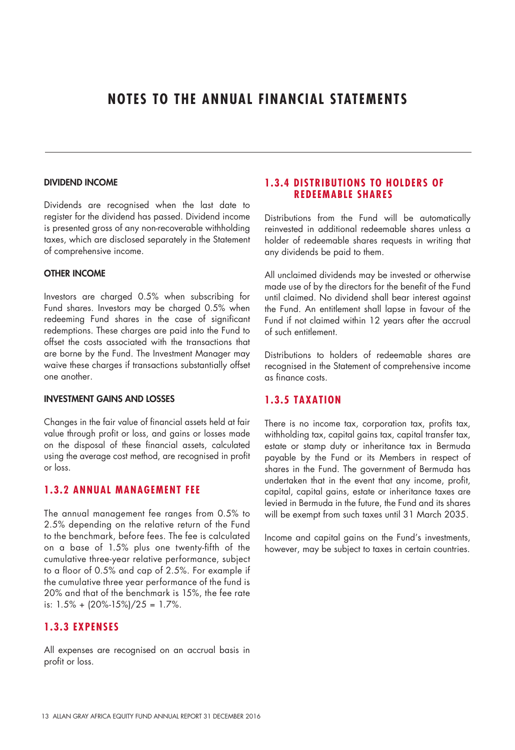# NOTES TO THE ANNUAL FINANCIAL STATEMENTS

#### DIVIDEND INCOME

Dividends are recognised when the last date to register for the dividend has passed. Dividend income is presented gross of any non-recoverable withholding taxes, which are disclosed separately in the Statement of comprehensive income.

#### OTHER INCOME

Investors are charged 0.5% when subscribing for Fund shares. Investors may be charged 0.5% when redeeming Fund shares in the case of significant redemptions. These charges are paid into the Fund to offset the costs associated with the transactions that are borne by the Fund. The Investment Manager may waive these charges if transactions substantially offset one another.

#### INVESTMENT GAINS AND LOSSES

Changes in the fair value of financial assets held at fair value through profit or loss, and gains or losses made on the disposal of these financial assets, calculated using the average cost method, are recognised in profit or loss.

### 1.3.2 ANNUAL MANAGEMENT FEE

The annual management fee ranges from 0.5% to 2.5% depending on the relative return of the Fund to the benchmark, before fees. The fee is calculated on a base of 1.5% plus one twenty-fifth of the cumulative three-year relative performance, subject to a floor of 0.5% and cap of 2.5%. For example if the cumulative three year performance of the fund is 20% and that of the benchmark is 15%, the fee rate is: $1.5\% + (20\%-15\%)/25 = 1.7\%$.

### 1.3.3 EXPENSES

All expenses are recognised on an accrual basis in profit or loss.

### 1.3.4 DISTRIBUTIONS TO HOLDERS OF REDEEMABLE SHARES

Distributions from the Fund will be automatically reinvested in additional redeemable shares unless a holder of redeemable shares requests in writing that any dividends be paid to them.

All unclaimed dividends may be invested or otherwise made use of by the directors for the benefit of the Fund until claimed. No dividend shall bear interest against the Fund. An entitlement shall lapse in favour of the Fund if not claimed within 12 years after the accrual of such entitlement.

Distributions to holders of redeemable shares are recognised in the Statement of comprehensive income as finance costs.

### 1.3.5 TAXATION

There is no income tax, corporation tax, profits tax, withholding tax, capital gains tax, capital transfer tax, estate or stamp duty or inheritance tax in Bermuda payable by the Fund or its Members in respect of shares in the Fund. The government of Bermuda has undertaken that in the event that any income, profit, capital, capital gains, estate or inheritance taxes are levied in Bermuda in the future, the Fund and its shares will be exempt from such taxes until 31 March 2035.

Income and capital gains on the Fund's investments, however, may be subject to taxes in certain countries.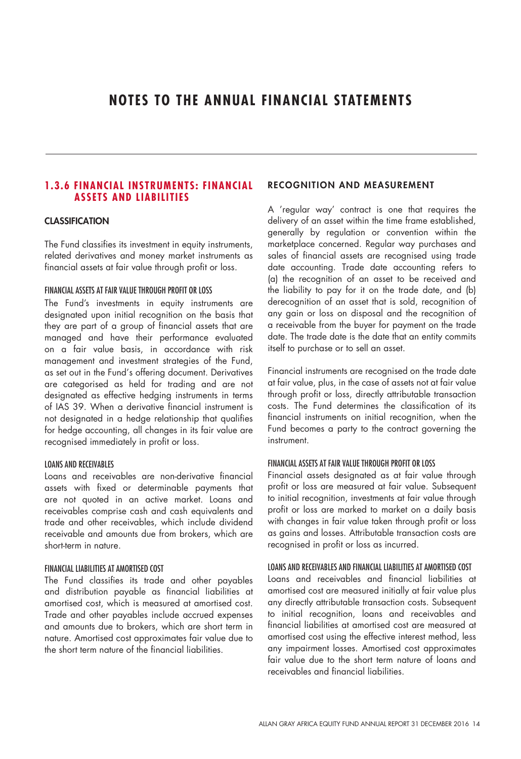# NOTES TO THE ANNUAL FINANCIAL STATEMENTS

## 1.3.6 FINANCIAL INSTRUMENTS: FINANCIAL ASSETS AND LIABILITIES

### CLASSIFICATION

The Fund classifies its investment in equity instruments, related derivatives and money market instruments as financial assets at fair value through profit or loss.

#### FINANCIAL ASSETS AT FAIR VALUE THROUGH PROFIT OR LOSS

The Fund's investments in equity instruments are designated upon initial recognition on the basis that they are part of a group of financial assets that are managed and have their performance evaluated on a fair value basis, in accordance with risk management and investment strategies of the Fund, as set out in the Fund's offering document. Derivatives are categorised as held for trading and are not designated as effective hedging instruments in terms of IAS 39. When a derivative financial instrument is not designated in a hedge relationship that qualifies for hedge accounting, all changes in its fair value are recognised immediately in profit or loss.

#### LOANS AND RECEIVABLES

Loans and receivables are non-derivative financial assets with fixed or determinable payments that are not quoted in an active market. Loans and receivables comprise cash and cash equivalents and trade and other receivables, which include dividend receivable and amounts due from brokers, which are short-term in nature.

#### FINANCIAL LIABILITIES AT AMORTISED COST

The Fund classifies its trade and other payables and distribution payable as financial liabilities at amortised cost, which is measured at amortised cost. Trade and other payables include accrued expenses and amounts due to brokers, which are short term in nature. Amortised cost approximates fair value due to the short term nature of the financial liabilities.

### RECOGNITION AND MEASUREMENT

A 'regular way' contract is one that requires the delivery of an asset within the time frame established, generally by regulation or convention within the marketplace concerned. Regular way purchases and sales of financial assets are recognised using trade date accounting. Trade date accounting refers to (a) the recognition of an asset to be received and the liability to pay for it on the trade date, and (b) derecognition of an asset that is sold, recognition of any gain or loss on disposal and the recognition of a receivable from the buyer for payment on the trade date. The trade date is the date that an entity commits itself to purchase or to sell an asset.

Financial instruments are recognised on the trade date at fair value, plus, in the case of assets not at fair value through profit or loss, directly attributable transaction costs. The Fund determines the classification of its financial instruments on initial recognition, when the Fund becomes a party to the contract governing the instrument.

#### FINANCIAL ASSETS AT FAIR VALUE THROUGH PROFIT OR LOSS

Financial assets designated as at fair value through profit or loss are measured at fair value. Subsequent to initial recognition, investments at fair value through profit or loss are marked to market on a daily basis with changes in fair value taken through profit or loss as gains and losses. Attributable transaction costs are recognised in profit or loss as incurred.

#### LOANS AND RECEIVABLES AND FINANCIAL LIABILITIES AT AMORTISED COST

Loans and receivables and financial liabilities at amortised cost are measured initially at fair value plus any directly attributable transaction costs. Subsequent to initial recognition, loans and receivables and financial liabilities at amortised cost are measured at amortised cost using the effective interest method, less any impairment losses. Amortised cost approximates fair value due to the short term nature of loans and receivables and financial liabilities.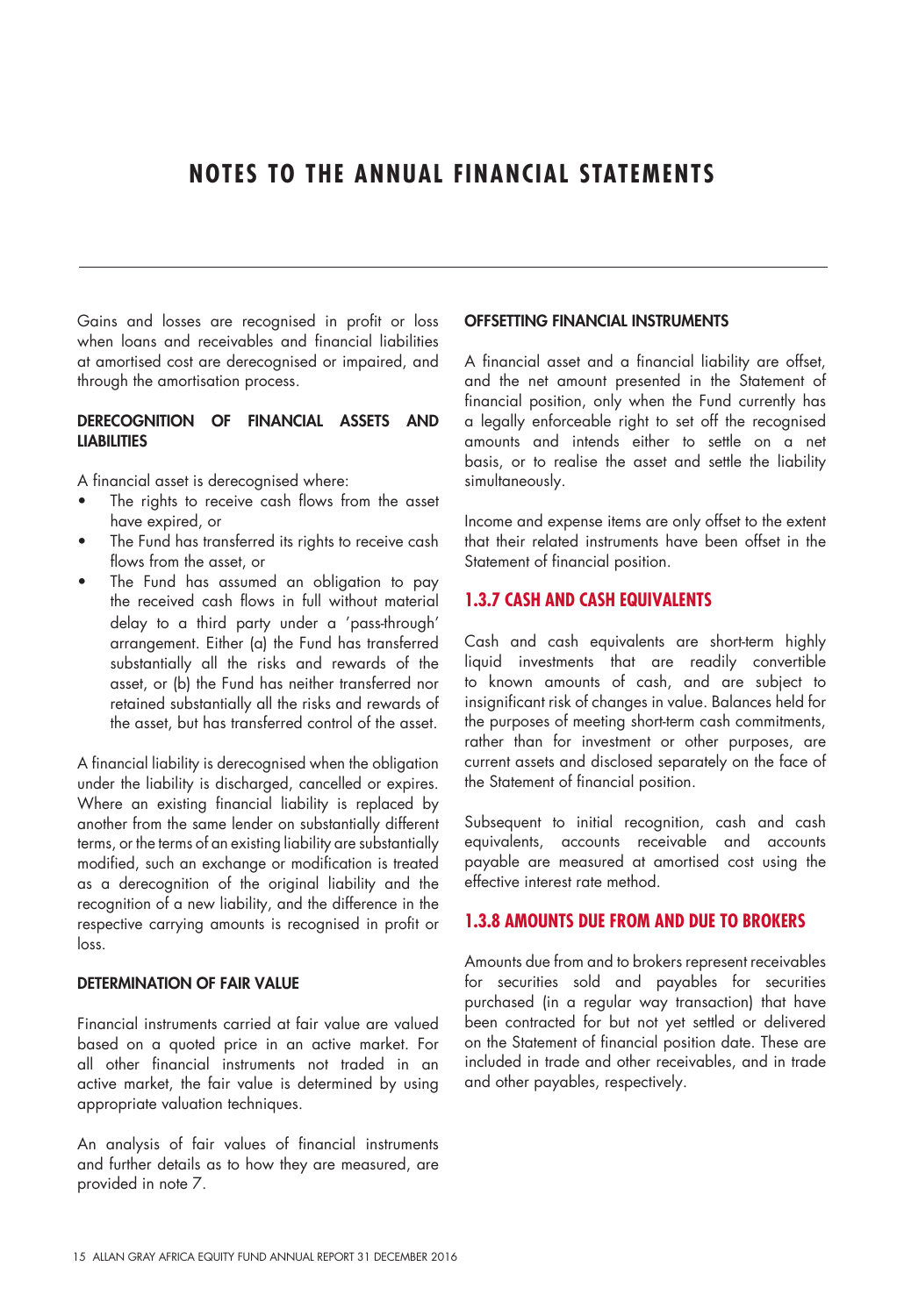# NOTES TO THE ANNUAL FINANCIAL STATEMENTS

Gains and losses are recognised in profit or loss when loans and receivables and financial liabilities at amortised cost are derecognised or impaired, and through the amortisation process.

**DERECOGNITION OF FINANCIAL ASSETS AND LIABILITIES**

A financial asset is derecognised where:

- The rights to receive cash flows from the asset have expired, or
- The Fund has transferred its rights to receive cash flows from the asset, or
- The Fund has assumed an obligation to pay the received cash flows in full without material delay to a third party under a 'pass-through' arrangement. Either (a) the Fund has transferred substantially all the risks and rewards of the asset, or (b) the Fund has neither transferred nor retained substantially all the risks and rewards of the asset, but has transferred control of the asset.

A financial liability is derecognised when the obligation under the liability is discharged, cancelled or expires. Where an existing financial liability is replaced by another from the same lender on substantially different terms, or the terms of an existing liability are substantially modified, such an exchange or modification is treated as a derecognition of the original liability and the recognition of a new liability, and the difference in the respective carrying amounts is recognised in profit or loss.

**DETERMINATION OF FAIR VALUE**

Financial instruments carried at fair value are valued based on a quoted price in an active market. For all other financial instruments not traded in an active market, the fair value is determined by using appropriate valuation techniques.

An analysis of fair values of financial instruments and further details as to how they are measured, are provided in note 7.

**OFFSETTING FINANCIAL INSTRUMENTS**

A financial asset and a financial liability are offset, and the net amount presented in the Statement of financial position, only when the Fund currently has a legally enforceable right to set off the recognised amounts and intends either to settle on a net basis, or to realise the asset and settle the liability simultaneously.

Income and expense items are only offset to the extent that their related instruments have been offset in the Statement of financial position.

## 1.3.7 CASH AND CASH EQUIVALENTS

Cash and cash equivalents are short-term highly liquid investments that are readily convertible to known amounts of cash, and are subject to insignificant risk of changes in value. Balances held for the purposes of meeting short-term cash commitments, rather than for investment or other purposes, are current assets and disclosed separately on the face of the Statement of financial position.

Subsequent to initial recognition, cash and cash equivalents, accounts receivable and accounts payable are measured at amortised cost using the effective interest rate method.

## 1.3.8 AMOUNTS DUE FROM AND DUE TO BROKERS

Amounts due from and to brokers represent receivables for securities sold and payables for securities purchased (in a regular way transaction) that have been contracted for but not yet settled or delivered on the Statement of financial position date. These are included in trade and other receivables, and in trade and other payables, respectively.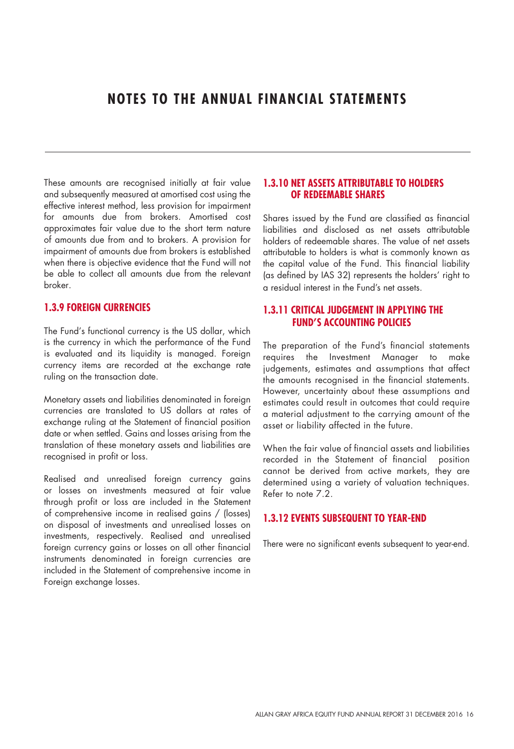# NOTES TO THE ANNUAL FINANCIAL STATEMENTS

These amounts are recognised initially at fair value and subsequently measured at amortised cost using the effective interest method, less provision for impairment for amounts due from brokers. Amortised cost approximates fair value due to the short term nature of amounts due from and to brokers. A provision for impairment of amounts due from brokers is established when there is objective evidence that the Fund will not be able to collect all amounts due from the relevant broker.

### 1.3.9 FOREIGN CURRENCIES

The Fund's functional currency is the US dollar, which is the currency in which the performance of the Fund is evaluated and its liquidity is managed. Foreign currency items are recorded at the exchange rate ruling on the transaction date.

Monetary assets and liabilities denominated in foreign currencies are translated to US dollars at rates of exchange ruling at the Statement of financial position date or when settled. Gains and losses arising from the translation of these monetary assets and liabilities are recognised in profit or loss.

Realised and unrealised foreign currency gains or losses on investments measured at fair value through profit or loss are included in the Statement of comprehensive income in realised gains / (losses) on disposal of investments and unrealised losses on investments, respectively. Realised and unrealised foreign currency gains or losses on all other financial instruments denominated in foreign currencies are included in the Statement of comprehensive income in Foreign exchange losses.

### 1.3.10 NET ASSETS ATTRIBUTABLE TO HOLDERS OF REDEEMABLE SHARES

Shares issued by the Fund are classified as financial liabilities and disclosed as net assets attributable holders of redeemable shares. The value of net assets attributable to holders is what is commonly known as the capital value of the Fund. This financial liability (as defined by IAS 32) represents the holders' right to a residual interest in the Fund's net assets.

### 1.3.11 CRITICAL JUDGEMENT IN APPLYING THE FUND'S ACCOUNTING POLICIES

The preparation of the Fund's financial statements requires the Investment Manager to make judgements, estimates and assumptions that affect the amounts recognised in the financial statements. However, uncertainty about these assumptions and estimates could result in outcomes that could require a material adjustment to the carrying amount of the asset or liability affected in the future.

When the fair value of financial assets and liabilities recorded in the Statement of financial position cannot be derived from active markets, they are determined using a variety of valuation techniques. Refer to note 7.2.

### 1.3.12 EVENTS SUBSEQUENT TO YEAR-END

There were no significant events subsequent to year-end.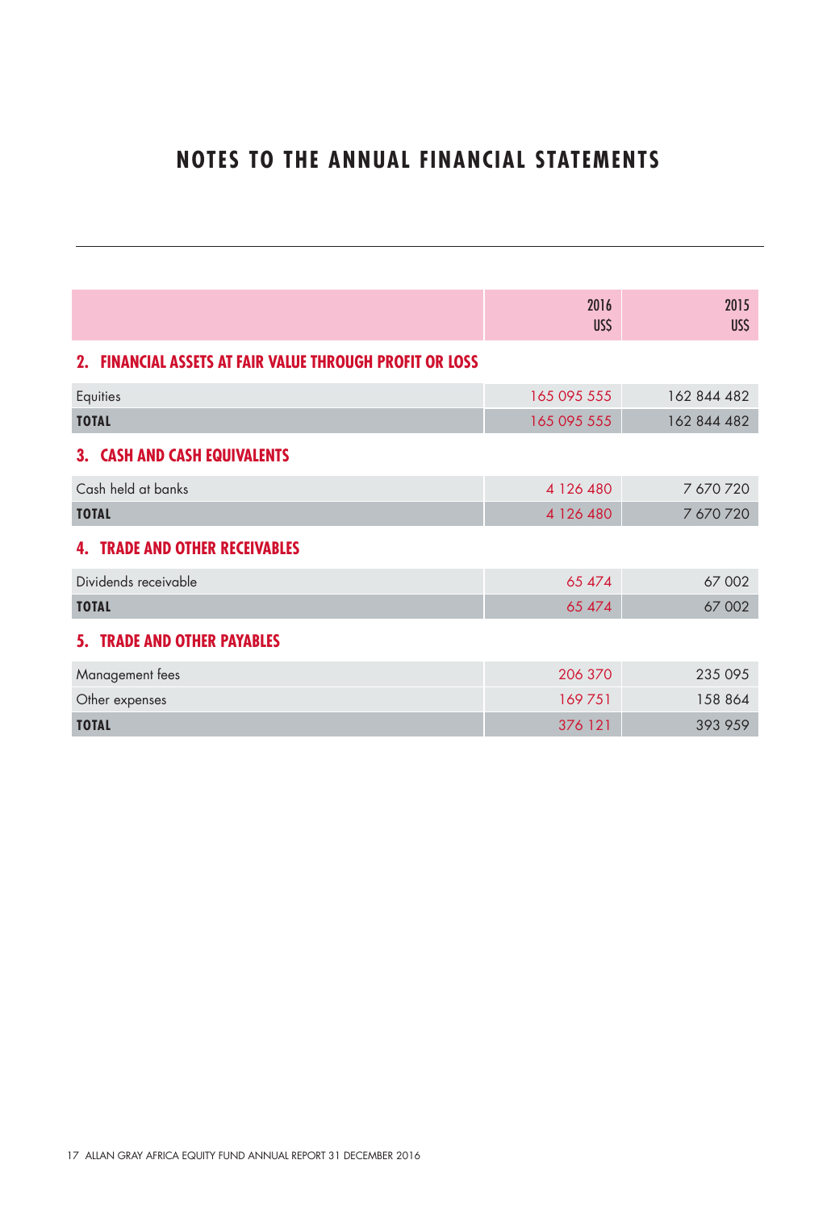# NOTES TO THE ANNUAL FINANCIAL STATEMENTS

| | 2016 US$ | 2015 US$ |
|---|---|---|
| **2. FINANCIAL ASSETS AT FAIR VALUE THROUGH PROFIT OR LOSS** | | |
| Equities | 165 095 555 | 162 844 482 |
| **TOTAL** | 165 095 555 | 162 844 482 |
| **3. CASH AND CASH EQUIVALENTS** | | |
| Cash held at banks | 4 126 480 | 7 670 720 |
| **TOTAL** | 4 126 480 | 7 670 720 |
| **4. TRADE AND OTHER RECEIVABLES** | | |
| Dividends receivable | 65 474 | 67 002 |
| **TOTAL** | 65 474 | 67 002 |
| **5. TRADE AND OTHER PAYABLES** | | |
| Management fees | 206 370 | 235 095 |
| Other expenses | 169 751 | 158 864 |
| **TOTAL** | 376 121 | 393 959 |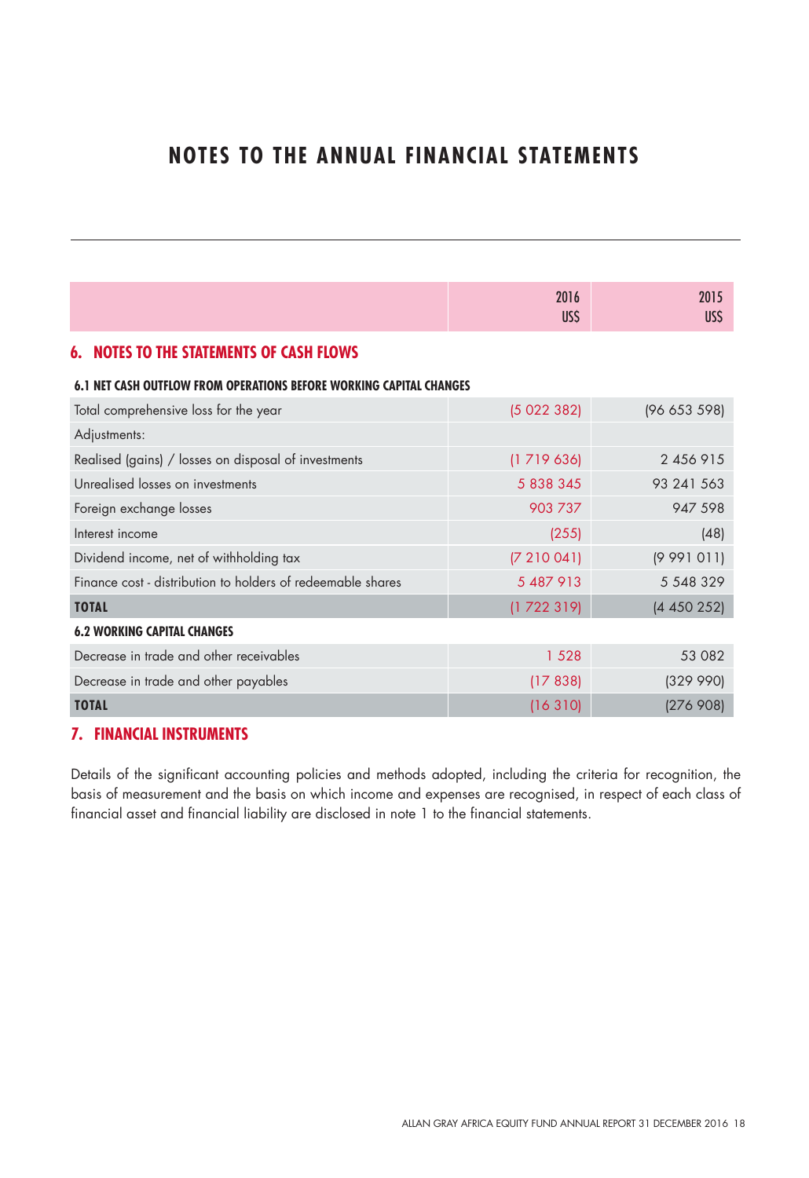# NOTES TO THE ANNUAL FINANCIAL STATEMENTS

| | 2016 US$ | 2015 US$ |
|---|---|---|

## 6. NOTES TO THE STATEMENTS OF CASH FLOWS

### 6.1 NET CASH OUTFLOW FROM OPERATIONS BEFORE WORKING CAPITAL CHANGES

| | 2016 US$ | 2015 US$ |
|---|---|---|
| Total comprehensive loss for the year | (5 022 382) | (96 653 598) |
| Adjustments: | | |
| Realised (gains) / losses on disposal of investments | (1 719 636) | 2 456 915 |
| Unrealised losses on investments | 5 838 345 | 93 241 563 |
| Foreign exchange losses | 903 737 | 947 598 |
| Interest income | (255) | (48) |
| Dividend income, net of withholding tax | (7 210 041) | (9 991 011) |
| Finance cost - distribution to holders of redeemable shares | 5 487 913 | 5 548 329 |
| **TOTAL** | (1 722 319) | (4 450 252) |

### 6.2 WORKING CAPITAL CHANGES

| | 2016 US$ | 2015 US$ |
|---|---|---|
| Decrease in trade and other receivables | 1 528 | 53 082 |
| Decrease in trade and other payables | (17 838) | (329 990) |
| **TOTAL** | (16 310) | (276 908) |

## 7. FINANCIAL INSTRUMENTS

Details of the significant accounting policies and methods adopted, including the criteria for recognition, the basis of measurement and the basis on which income and expenses are recognised, in respect of each class of financial asset and financial liability are disclosed in note 1 to the financial statements.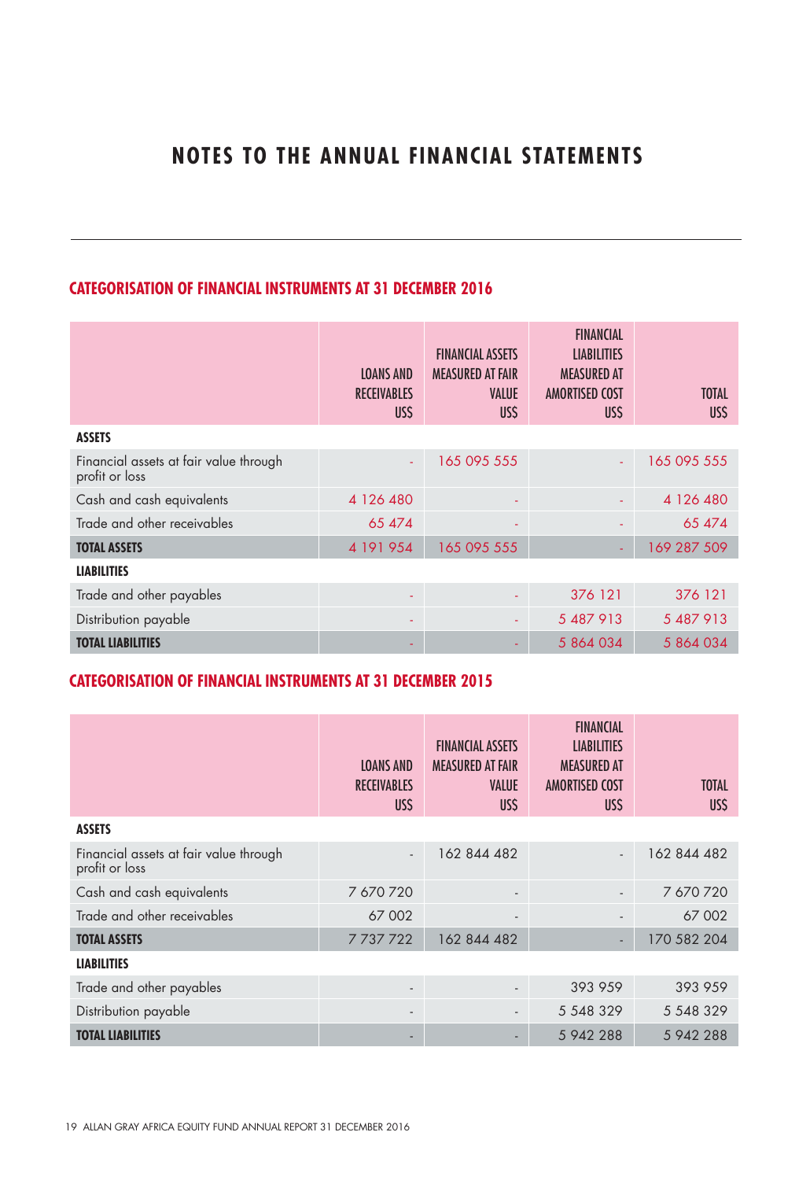# NOTES TO THE ANNUAL FINANCIAL STATEMENTS

## CATEGORISATION OF FINANCIAL INSTRUMENTS AT 31 DECEMBER 2016

| | LOANS AND RECEIVABLES US$ | FINANCIAL ASSETS MEASURED AT FAIR VALUE US$ | FINANCIAL LIABILITIES MEASURED AT AMORTISED COST US$ | TOTAL US$ |
|---|---|---|---|---|
| **ASSETS** | | | | |
| Financial assets at fair value through profit or loss | - | 165 095 555 | - | 165 095 555 |
| Cash and cash equivalents | 4 126 480 | - | - | 4 126 480 |
| Trade and other receivables | 65 474 | - | - | 65 474 |
| **TOTAL ASSETS** | 4 191 954 | 165 095 555 | - | 169 287 509 |
| **LIABILITIES** | | | | |
| Trade and other payables | - | - | 376 121 | 376 121 |
| Distribution payable | - | - | 5 487 913 | 5 487 913 |
| **TOTAL LIABILITIES** | - | - | 5 864 034 | 5 864 034 |

## CATEGORISATION OF FINANCIAL INSTRUMENTS AT 31 DECEMBER 2015

| | LOANS AND RECEIVABLES US$ | FINANCIAL ASSETS MEASURED AT FAIR VALUE US$ | FINANCIAL LIABILITIES MEASURED AT AMORTISED COST US$ | TOTAL US$ |
|---|---|---|---|---|
| **ASSETS** | | | | |
| Financial assets at fair value through profit or loss | - | 162 844 482 | - | 162 844 482 |
| Cash and cash equivalents | 7 670 720 | - | - | 7 670 720 |
| Trade and other receivables | 67 002 | - | - | 67 002 |
| **TOTAL ASSETS** | 7 737 722 | 162 844 482 | - | 170 582 204 |
| **LIABILITIES** | | | | |
| Trade and other payables | - | - | 393 959 | 393 959 |
| Distribution payable | - | - | 5 548 329 | 5 548 329 |
| **TOTAL LIABILITIES** | - | - | 5 942 288 | 5 942 288 |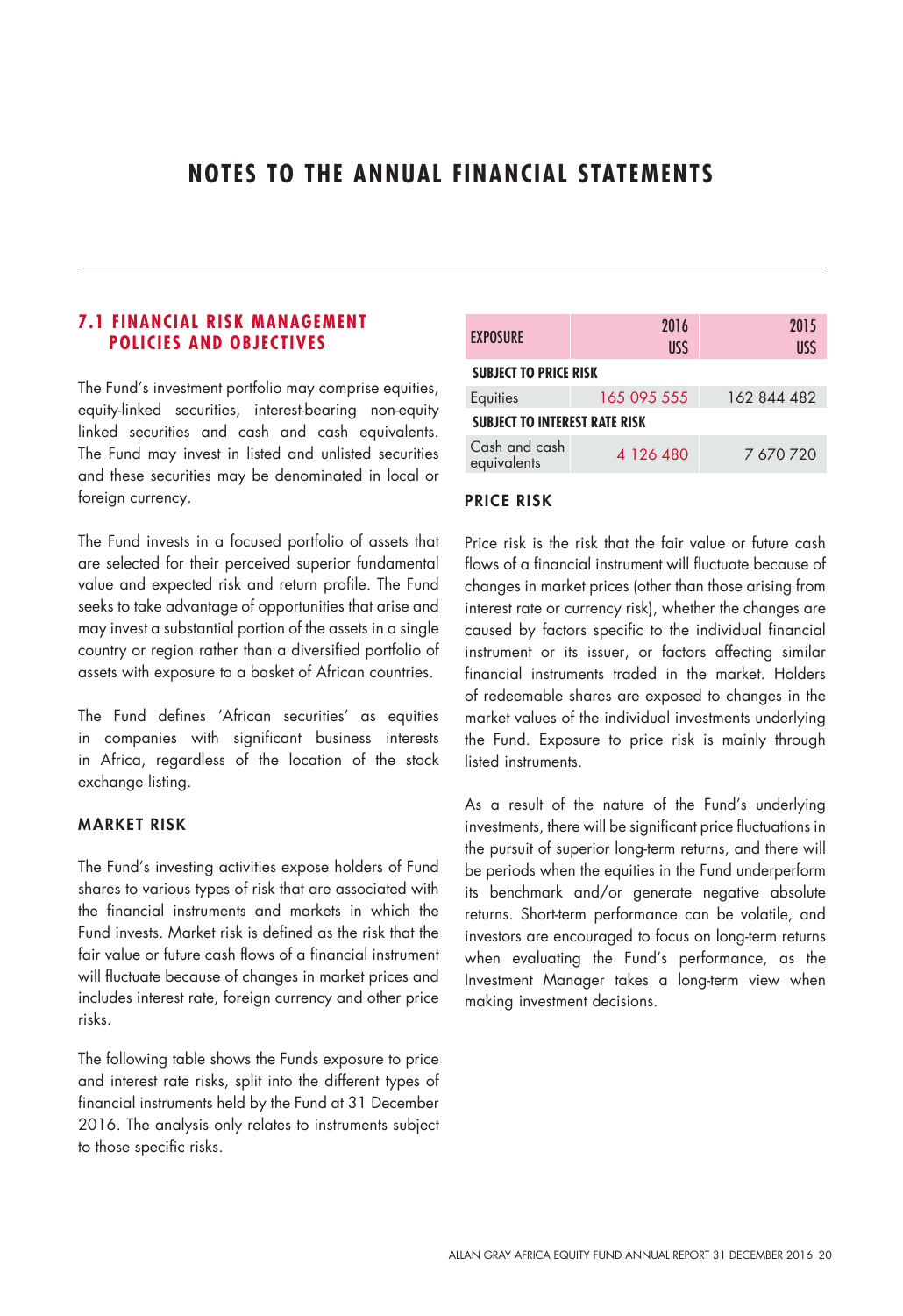# NOTES TO THE ANNUAL FINANCIAL STATEMENTS

## 7.1 FINANCIAL RISK MANAGEMENT POLICIES AND OBJECTIVES

The Fund's investment portfolio may comprise equities, equity-linked securities, interest-bearing non-equity linked securities and cash and cash equivalents. The Fund may invest in listed and unlisted securities and these securities may be denominated in local or foreign currency.

The Fund invests in a focused portfolio of assets that are selected for their perceived superior fundamental value and expected risk and return profile. The Fund seeks to take advantage of opportunities that arise and may invest a substantial portion of the assets in a single country or region rather than a diversified portfolio of assets with exposure to a basket of African countries.

The Fund defines 'African securities' as equities in companies with significant business interests in Africa, regardless of the location of the stock exchange listing.

### MARKET RISK

The Fund's investing activities expose holders of Fund shares to various types of risk that are associated with the financial instruments and markets in which the Fund invests. Market risk is defined as the risk that the fair value or future cash flows of a financial instrument will fluctuate because of changes in market prices and includes interest rate, foreign currency and other price risks.

The following table shows the Funds exposure to price and interest rate risks, split into the different types of financial instruments held by the Fund at 31 December 2016. The analysis only relates to instruments subject to those specific risks.

| EXPOSURE | 2016 US$ | 2015 US$ |
|---|---|---|
| **SUBJECT TO PRICE RISK** | | |
| Equities | 165 095 555 | 162 844 482 |
| **SUBJECT TO INTEREST RATE RISK** | | |
| Cash and cash equivalents | 4 126 480 | 7 670 720 |

### PRICE RISK

Price risk is the risk that the fair value or future cash flows of a financial instrument will fluctuate because of changes in market prices (other than those arising from interest rate or currency risk), whether the changes are caused by factors specific to the individual financial instrument or its issuer, or factors affecting similar financial instruments traded in the market. Holders of redeemable shares are exposed to changes in the market values of the individual investments underlying the Fund. Exposure to price risk is mainly through listed instruments.

As a result of the nature of the Fund's underlying investments, there will be significant price fluctuations in the pursuit of superior long-term returns, and there will be periods when the equities in the Fund underperform its benchmark and/or generate negative absolute returns. Short-term performance can be volatile, and investors are encouraged to focus on long-term returns when evaluating the Fund's performance, as the Investment Manager takes a long-term view when making investment decisions.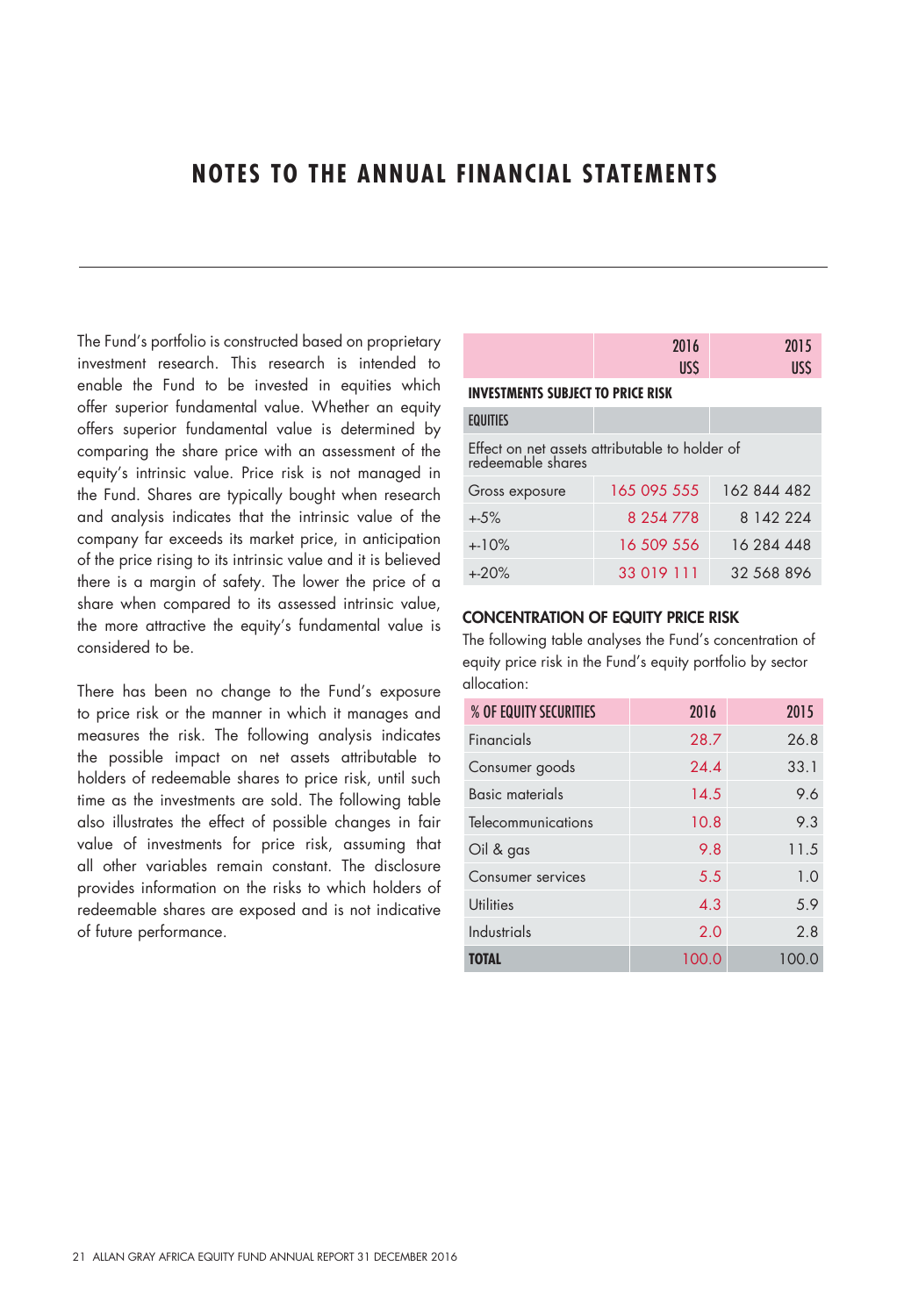# NOTES TO THE ANNUAL FINANCIAL STATEMENTS

The Fund's portfolio is constructed based on proprietary investment research. This research is intended to enable the Fund to be invested in equities which offer superior fundamental value. Whether an equity offers superior fundamental value is determined by comparing the share price with an assessment of the equity's intrinsic value. Price risk is not managed in the Fund. Shares are typically bought when research and analysis indicates that the intrinsic value of the company far exceeds its market price, in anticipation of the price rising to its intrinsic value and it is believed there is a margin of safety. The lower the price of a share when compared to its assessed intrinsic value, the more attractive the equity's fundamental value is considered to be.

There has been no change to the Fund's exposure to price risk or the manner in which it manages and measures the risk. The following analysis indicates the possible impact on net assets attributable to holders of redeemable shares to price risk, until such time as the investments are sold. The following table also illustrates the effect of possible changes in fair value of investments for price risk, assuming that all other variables remain constant. The disclosure provides information on the risks to which holders of redeemable shares are exposed and is not indicative of future performance.

| | 2016 US$ | 2015 US$ |
|---|---|---|
| **INVESTMENTS SUBJECT TO PRICE RISK** | | |
| **EQUITIES** | | |
| Effect on net assets attributable to holder of redeemable shares | | |
| Gross exposure | 165 095 555 | 162 844 482 |
| +-5% | 8 254 778 | 8 142 224 |
| +-10% | 16 509 556 | 16 284 448 |
| +-20% | 33 019 111 | 32 568 896 |

## CONCENTRATION OF EQUITY PRICE RISK

The following table analyses the Fund's concentration of equity price risk in the Fund's equity portfolio by sector allocation:

| % OF EQUITY SECURITIES | 2016 | 2015 |
|---|---|---|
| Financials | 28.7 | 26.8 |
| Consumer goods | 24.4 | 33.1 |
| Basic materials | 14.5 | 9.6 |
| Telecommunications | 10.8 | 9.3 |
| Oil & gas | 9.8 | 11.5 |
| Consumer services | 5.5 | 1.0 |
| Utilities | 4.3 | 5.9 |
| Industrials | 2.0 | 2.8 |
| **TOTAL** | 100.0 | 100.0 |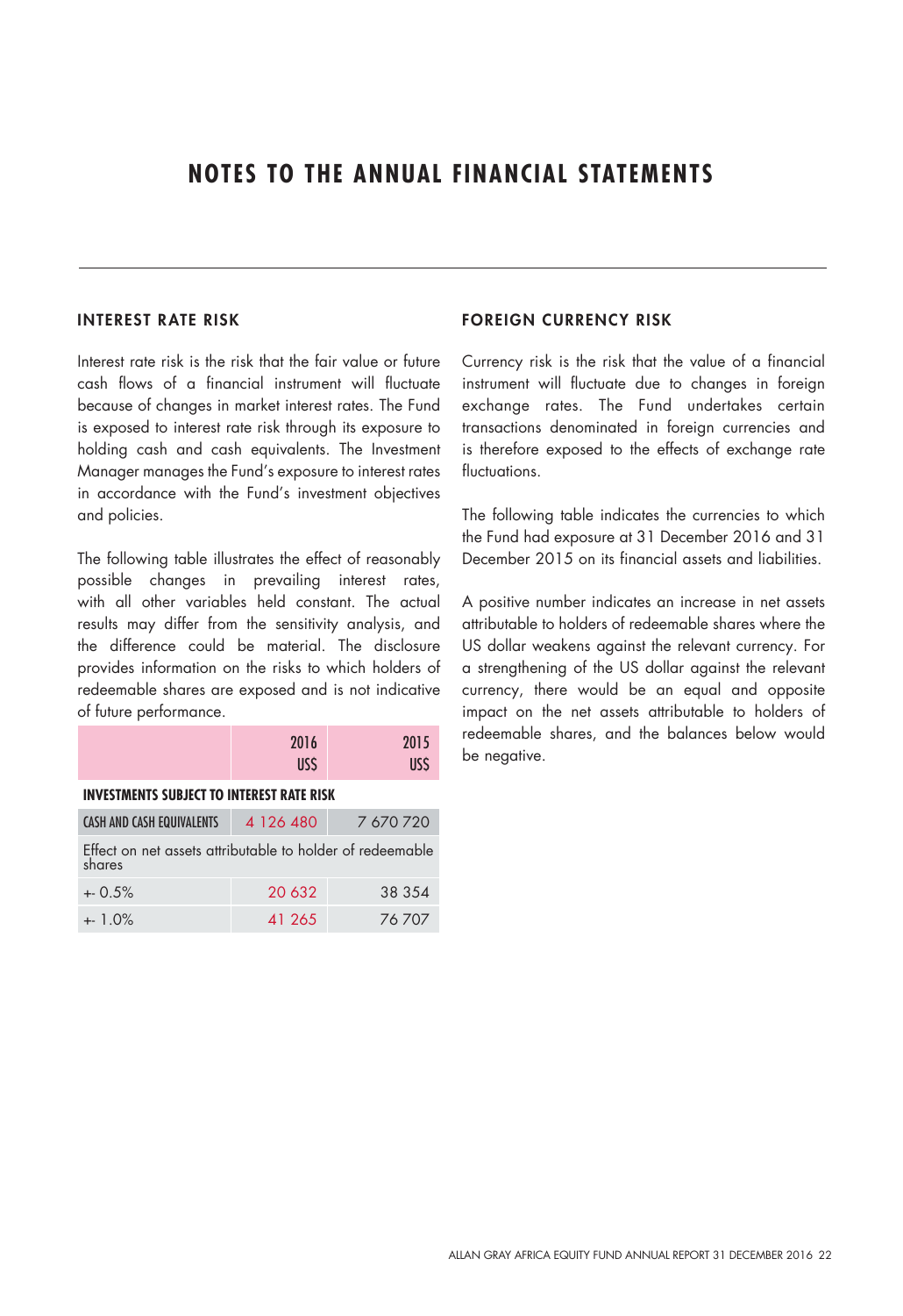# NOTES TO THE ANNUAL FINANCIAL STATEMENTS

## INTEREST RATE RISK

Interest rate risk is the risk that the fair value or future cash flows of a financial instrument will fluctuate because of changes in market interest rates. The Fund is exposed to interest rate risk through its exposure to holding cash and cash equivalents. The Investment Manager manages the Fund's exposure to interest rates in accordance with the Fund's investment objectives and policies.

The following table illustrates the effect of reasonably possible changes in prevailing interest rates, with all other variables held constant. The actual results may differ from the sensitivity analysis, and the difference could be material. The disclosure provides information on the risks to which holders of redeemable shares are exposed and is not indicative of future performance.

| | 2016 US$ | 2015 US$ |
|---|---|---|
| **INVESTMENTS SUBJECT TO INTEREST RATE RISK** | | |
| CASH AND CASH EQUIVALENTS | 4 126 480 | 7 670 720 |
| Effect on net assets attributable to holder of redeemable shares | | |
| +- 0.5% | 20 632 | 38 354 |
| +- 1.0% | 41 265 | 76 707 |

## FOREIGN CURRENCY RISK

Currency risk is the risk that the value of a financial instrument will fluctuate due to changes in foreign exchange rates. The Fund undertakes certain transactions denominated in foreign currencies and is therefore exposed to the effects of exchange rate fluctuations.

The following table indicates the currencies to which the Fund had exposure at 31 December 2016 and 31 December 2015 on its financial assets and liabilities.

A positive number indicates an increase in net assets attributable to holders of redeemable shares where the US dollar weakens against the relevant currency. For a strengthening of the US dollar against the relevant currency, there would be an equal and opposite impact on the net assets attributable to holders of redeemable shares, and the balances below would be negative.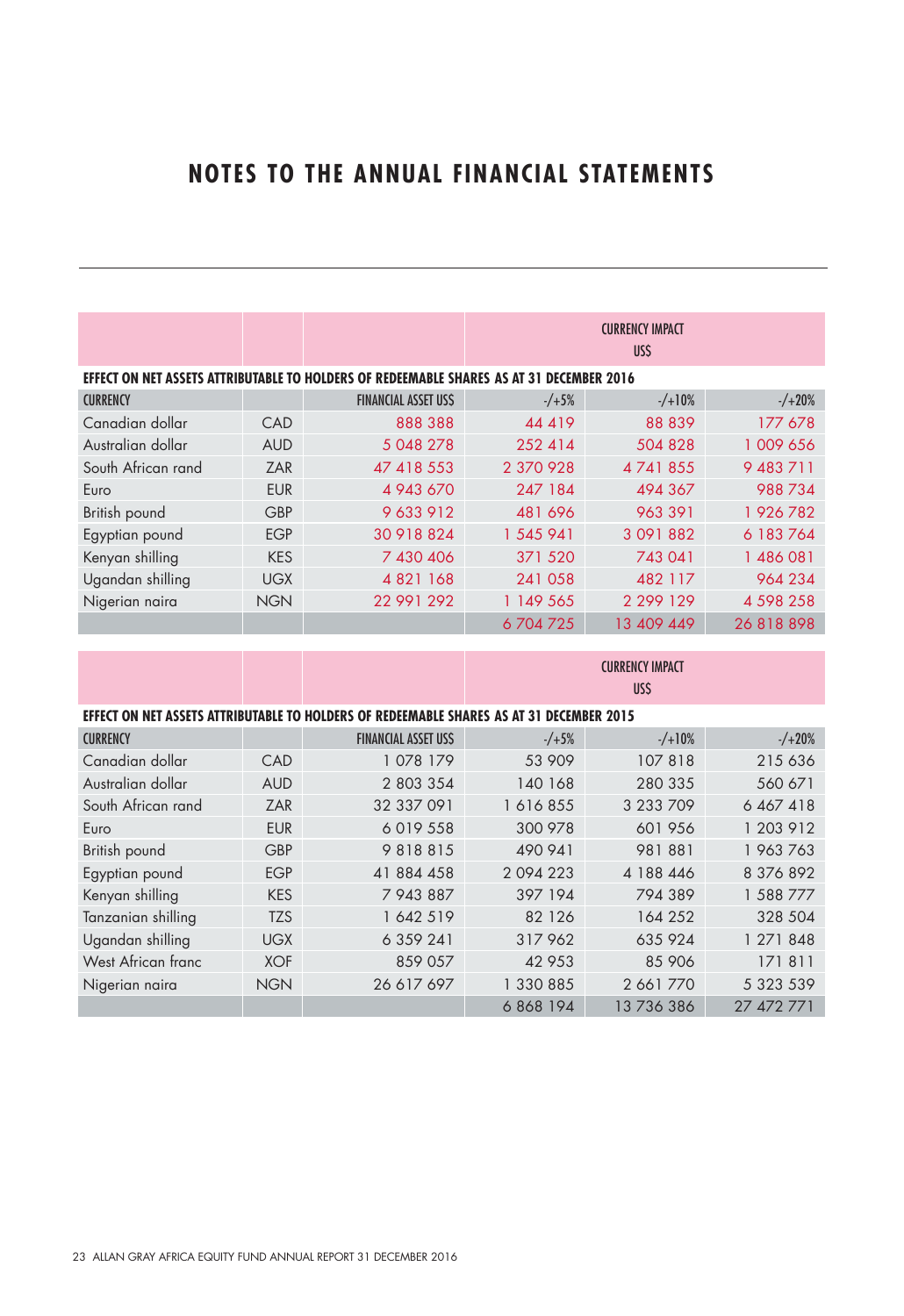# NOTES TO THE ANNUAL FINANCIAL STATEMENTS

| | | | CURRENCY IMPACT US$ | | |
|---|---|---|---|---|---|
| **EFFECT ON NET ASSETS ATTRIBUTABLE TO HOLDERS OF REDEEMABLE SHARES AS AT 31 DECEMBER 2016** | | | | | |
| CURRENCY | | FINANCIAL ASSET US$ | -/+5% | -/+10% | -/+20% |
| Canadian dollar | CAD | 888 388 | 44 419 | 88 839 | 177 678 |
| Australian dollar | AUD | 5 048 278 | 252 414 | 504 828 | 1 009 656 |
| South African rand | ZAR | 47 418 553 | 2 370 928 | 4 741 855 | 9 483 711 |
| Euro | EUR | 4 943 670 | 247 184 | 494 367 | 988 734 |
| British pound | GBP | 9 633 912 | 481 696 | 963 391 | 1 926 782 |
| Egyptian pound | EGP | 30 918 824 | 1 545 941 | 3 091 882 | 6 183 764 |
| Kenyan shilling | KES | 7 430 406 | 371 520 | 743 041 | 1 486 081 |
| Ugandan shilling | UGX | 4 821 168 | 241 058 | 482 117 | 964 234 |
| Nigerian naira | NGN | 22 991 292 | 1 149 565 | 2 299 129 | 4 598 258 |
| | | | 6 704 725 | 13 409 449 | 26 818 898 |

| | | | CURRENCY IMPACT US$ | | |
|---|---|---|---|---|---|
| **EFFECT ON NET ASSETS ATTRIBUTABLE TO HOLDERS OF REDEEMABLE SHARES AS AT 31 DECEMBER 2015** | | | | | |
| CURRENCY | | FINANCIAL ASSET US$ | -/+5% | -/+10% | -/+20% |
| Canadian dollar | CAD | 1 078 179 | 53 909 | 107 818 | 215 636 |
| Australian dollar | AUD | 2 803 354 | 140 168 | 280 335 | 560 671 |
| South African rand | ZAR | 32 337 091 | 1 616 855 | 3 233 709 | 6 467 418 |
| Euro | EUR | 6 019 558 | 300 978 | 601 956 | 1 203 912 |
| British pound | GBP | 9 818 815 | 490 941 | 981 881 | 1 963 763 |
| Egyptian pound | EGP | 41 884 458 | 2 094 223 | 4 188 446 | 8 376 892 |
| Kenyan shilling | KES | 7 943 887 | 397 194 | 794 389 | 1 588 777 |
| Tanzanian shilling | TZS | 1 642 519 | 82 126 | 164 252 | 328 504 |
| Ugandan shilling | UGX | 6 359 241 | 317 962 | 635 924 | 1 271 848 |
| West African franc | XOF | 859 057 | 42 953 | 85 906 | 171 811 |
| Nigerian naira | NGN | 26 617 697 | 1 330 885 | 2 661 770 | 5 323 539 |
| | | | 6 868 194 | 13 736 386 | 27 472 771 |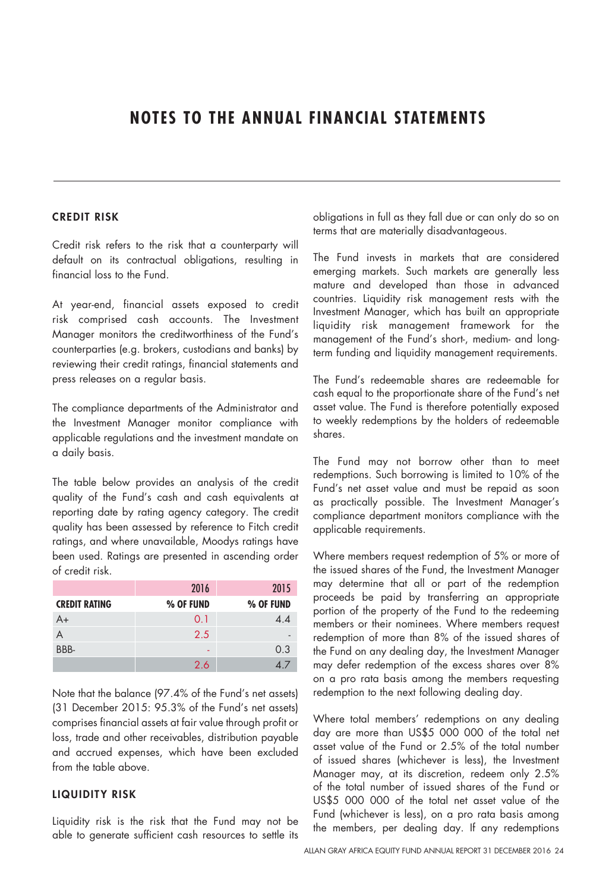# NOTES TO THE ANNUAL FINANCIAL STATEMENTS

## CREDIT RISK

Credit risk refers to the risk that a counterparty will default on its contractual obligations, resulting in financial loss to the Fund.

At year-end, financial assets exposed to credit risk comprised cash accounts. The Investment Manager monitors the creditworthiness of the Fund's counterparties (e.g. brokers, custodians and banks) by reviewing their credit ratings, financial statements and press releases on a regular basis.

The compliance departments of the Administrator and the Investment Manager monitor compliance with applicable regulations and the investment mandate on a daily basis.

The table below provides an analysis of the credit quality of the Fund's cash and cash equivalents at reporting date by rating agency category. The credit quality has been assessed by reference to Fitch credit ratings, and where unavailable, Moodys ratings have been used. Ratings are presented in ascending order of credit risk.

| | 2016 | 2015 |
|---|---|---|
| **CREDIT RATING** | **% OF FUND** | **% OF FUND** |
| A+ | 0.1 | 4.4 |
| A | 2.5 | - |
| BBB- | - | 0.3 |
| | 2.6 | 4.7 |

Note that the balance (97.4% of the Fund's net assets) (31 December 2015: 95.3% of the Fund's net assets) comprises financial assets at fair value through profit or loss, trade and other receivables, distribution payable and accrued expenses, which have been excluded from the table above.

## LIQUIDITY RISK

Liquidity risk is the risk that the Fund may not be able to generate sufficient cash resources to settle its obligations in full as they fall due or can only do so on terms that are materially disadvantageous.

The Fund invests in markets that are considered emerging markets. Such markets are generally less mature and developed than those in advanced countries. Liquidity risk management rests with the Investment Manager, which has built an appropriate liquidity risk management framework for the management of the Fund's short-, medium- and long-term funding and liquidity management requirements.

The Fund's redeemable shares are redeemable for cash equal to the proportionate share of the Fund's net asset value. The Fund is therefore potentially exposed to weekly redemptions by the holders of redeemable shares.

The Fund may not borrow other than to meet redemptions. Such borrowing is limited to 10% of the Fund's net asset value and must be repaid as soon as practically possible. The Investment Manager's compliance department monitors compliance with the applicable requirements.

Where members request redemption of 5% or more of the issued shares of the Fund, the Investment Manager may determine that all or part of the redemption proceeds be paid by transferring an appropriate portion of the property of the Fund to the redeeming members or their nominees. Where members request redemption of more than 8% of the issued shares of the Fund on any dealing day, the Investment Manager may defer redemption of the excess shares over 8% on a pro rata basis among the members requesting redemption to the next following dealing day.

Where total members' redemptions on any dealing day are more than US$5 000 000 of the total net asset value of the Fund or 2.5% of the total number of issued shares (whichever is less), the Investment Manager may, at its discretion, redeem only 2.5% of the total number of issued shares of the Fund or US$5 000 000 of the total net asset value of the Fund (whichever is less), on a pro rata basis among the members, per dealing day. If any redemptions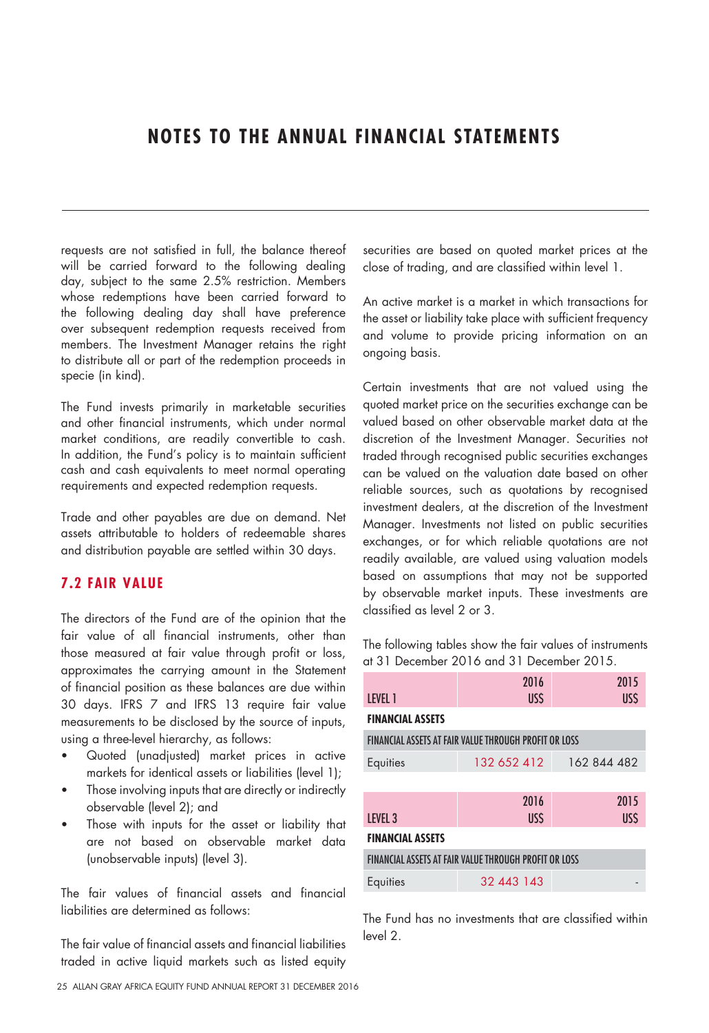# NOTES TO THE ANNUAL FINANCIAL STATEMENTS

requests are not satisfied in full, the balance thereof will be carried forward to the following dealing day, subject to the same 2.5% restriction. Members whose redemptions have been carried forward to the following dealing day shall have preference over subsequent redemption requests received from members. The Investment Manager retains the right to distribute all or part of the redemption proceeds in specie (in kind).

The Fund invests primarily in marketable securities and other financial instruments, which under normal market conditions, are readily convertible to cash. In addition, the Fund's policy is to maintain sufficient cash and cash equivalents to meet normal operating requirements and expected redemption requests.

Trade and other payables are due on demand. Net assets attributable to holders of redeemable shares and distribution payable are settled within 30 days.

## 7.2 FAIR VALUE

The directors of the Fund are of the opinion that the fair value of all financial instruments, other than those measured at fair value through profit or loss, approximates the carrying amount in the Statement of financial position as these balances are due within 30 days. IFRS 7 and IFRS 13 require fair value measurements to be disclosed by the source of inputs, using a three-level hierarchy, as follows:

- Quoted (unadjusted) market prices in active markets for identical assets or liabilities (level 1);
- Those involving inputs that are directly or indirectly observable (level 2); and
- Those with inputs for the asset or liability that are not based on observable market data (unobservable inputs) (level 3).

The fair values of financial assets and financial liabilities are determined as follows:

The fair value of financial assets and financial liabilities traded in active liquid markets such as listed equity securities are based on quoted market prices at the close of trading, and are classified within level 1.

An active market is a market in which transactions for the asset or liability take place with sufficient frequency and volume to provide pricing information on an ongoing basis.

Certain investments that are not valued using the quoted market price on the securities exchange can be valued based on other observable market data at the discretion of the Investment Manager. Securities not traded through recognised public securities exchanges can be valued on the valuation date based on other reliable sources, such as quotations by recognised investment dealers, at the discretion of the Investment Manager. Investments not listed on public securities exchanges, or for which reliable quotations are not readily available, are valued using valuation models based on assumptions that may not be supported by observable market inputs. These investments are classified as level 2 or 3.

The following tables show the fair values of instruments at 31 December 2016 and 31 December 2015.

| LEVEL 1 | 2016 US$ | 2015 US$ |
|---|---|---|
| **FINANCIAL ASSETS** | | |
| FINANCIAL ASSETS AT FAIR VALUE THROUGH PROFIT OR LOSS | | |
| Equities | 132 652 412 | 162 844 482 |

| LEVEL 3 | 2016 US$ | 2015 US$ |
|---|---|---|
| **FINANCIAL ASSETS** | | |
| FINANCIAL ASSETS AT FAIR VALUE THROUGH PROFIT OR LOSS | | |
| Equities | 32 443 143 | - |

The Fund has no investments that are classified within level 2.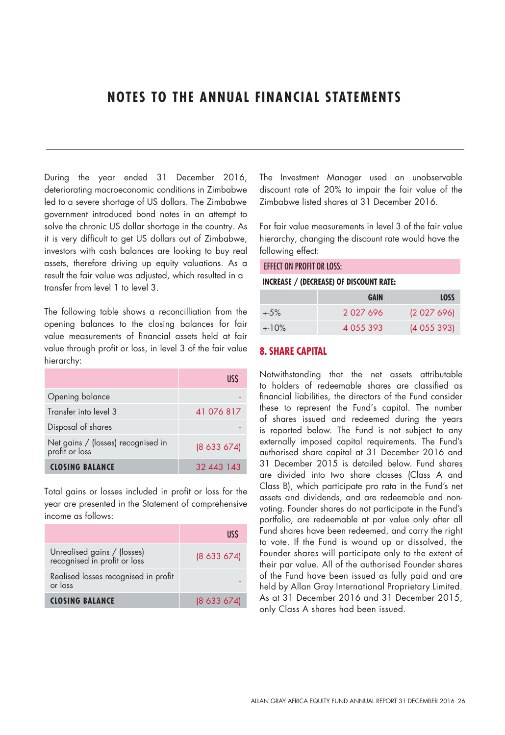# NOTES TO THE ANNUAL FINANCIAL STATEMENTS

During the year ended 31 December 2016, deteriorating macroeconomic conditions in Zimbabwe led to a severe shortage of US dollars. The Zimbabwe government introduced bond notes in an attempt to solve the chronic US dollar shortage in the country. As it is very difficult to get US dollars out of Zimbabwe, investors with cash balances are looking to buy real assets, therefore driving up equity valuations. As a result the fair value was adjusted, which resulted in a transfer from level 1 to level 3.

The following table shows a reconcilliation from the opening balances to the closing balances for fair value measurements of financial assets held at fair value through profit or loss, in level 3 of the fair value hierarchy:

| | US$ |
|---|---|
| Opening balance | - |
| Transfer into level 3 | 41 076 817 |
| Disposal of shares | - |
| Net gains / (losses) recognised in profit or loss | (8 633 674) |
| **CLOSING BALANCE** | 32 443 143 |

Total gains or losses included in profit or loss for the year are presented in the Statement of comprehensive income as follows:

| | US$ |
|---|---|
| Unrealised gains / (losses) recognised in profit or loss | (8 633 674) |
| Realised losses recognised in profit or loss | - |
| **CLOSING BALANCE** | (8 633 674) |

The Investment Manager used an unobservable discount rate of 20% to impair the fair value of the Zimbabwe listed shares at 31 December 2016.

For fair value measurements in level 3 of the fair value hierarchy, changing the discount rate would have the following effect:

**EFFECT ON PROFIT OR LOSS:**

**INCREASE / (DECREASE) OF DISCOUNT RATE:**

| | GAIN | LOSS |
|---|---|---|
| +-5% | 2 027 696 | (2 027 696) |
| +-10% | 4 055 393 | (4 055 393) |

## 8. SHARE CAPITAL

Notwithstanding that the net assets attributable to holders of redeemable shares are classified as financial liabilities, the directors of the Fund consider these to represent the Fund's capital. The number of shares issued and redeemed during the years is reported below. The Fund is not subject to any externally imposed capital requirements. The Fund's authorised share capital at 31 December 2016 and 31 December 2015 is detailed below. Fund shares are divided into two share classes (Class A and Class B), which participate pro rata in the Fund's net assets and dividends, and are redeemable and non-voting. Founder shares do not participate in the Fund's portfolio, are redeemable at par value only after all Fund shares have been redeemed, and carry the right to vote. If the Fund is wound up or dissolved, the Founder shares will participate only to the extent of their par value. All of the authorised Founder shares of the Fund have been issued as fully paid and are held by Allan Gray International Proprietary Limited. As at 31 December 2016 and 31 December 2015, only Class A shares had been issued.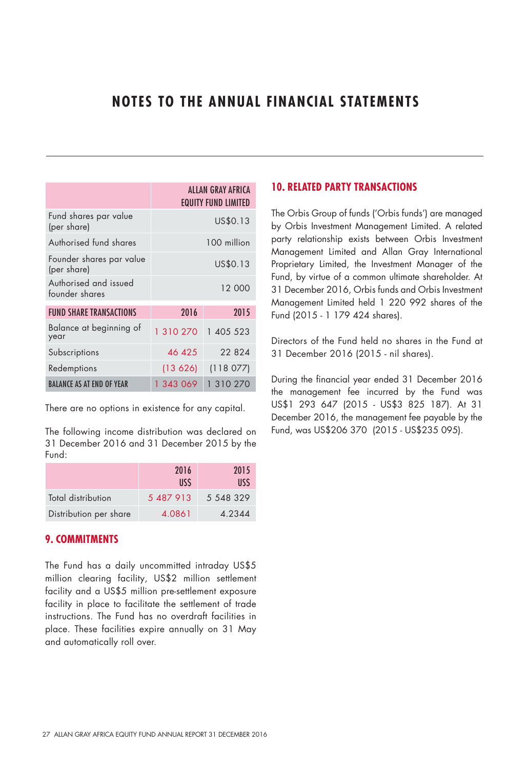# NOTES TO THE ANNUAL FINANCIAL STATEMENTS

| | ALLAN GRAY AFRICA EQUITY FUND LIMITED | |
|---|---|---|
| Fund shares par value (per share) | US$0.13 | |
| Authorised fund shares | 100 million | |
| Founder shares par value (per share) | US$0.13 | |
| Authorised and issued founder shares | 12 000 | |
| **FUND SHARE TRANSACTIONS** | **2016** | **2015** |
| Balance at beginning of year | 1 310 270 | 1 405 523 |
| Subscriptions | 46 425 | 22 824 |
| Redemptions | (13 626) | (118 077) |
| **BALANCE AS AT END OF YEAR** | 1 343 069 | 1 310 270 |

There are no options in existence for any capital.

The following income distribution was declared on 31 December 2016 and 31 December 2015 by the Fund:

| | 2016 US$ | 2015 US$ |
|---|---|---|
| Total distribution | 5 487 913 | 5 548 329 |
| Distribution per share | 4.0861 | 4.2344 |

## 9. COMMITMENTS

The Fund has a daily uncommitted intraday US$5 million clearing facility, US$2 million settlement facility and a US$5 million pre-settlement exposure facility in place to facilitate the settlement of trade instructions. The Fund has no overdraft facilities in place. These facilities expire annually on 31 May and automatically roll over.

## 10. RELATED PARTY TRANSACTIONS

The Orbis Group of funds ('Orbis funds') are managed by Orbis Investment Management Limited. A related party relationship exists between Orbis Investment Management Limited and Allan Gray International Proprietary Limited, the Investment Manager of the Fund, by virtue of a common ultimate shareholder. At 31 December 2016, Orbis funds and Orbis Investment Management Limited held 1 220 992 shares of the Fund (2015 - 1 179 424 shares).

Directors of the Fund held no shares in the Fund at 31 December 2016 (2015 - nil shares).

During the financial year ended 31 December 2016 the management fee incurred by the Fund was US$1 293 647 (2015 - US$3 825 187). At 31 December 2016, the management fee payable by the Fund, was US$206 370 (2015 - US$235 095).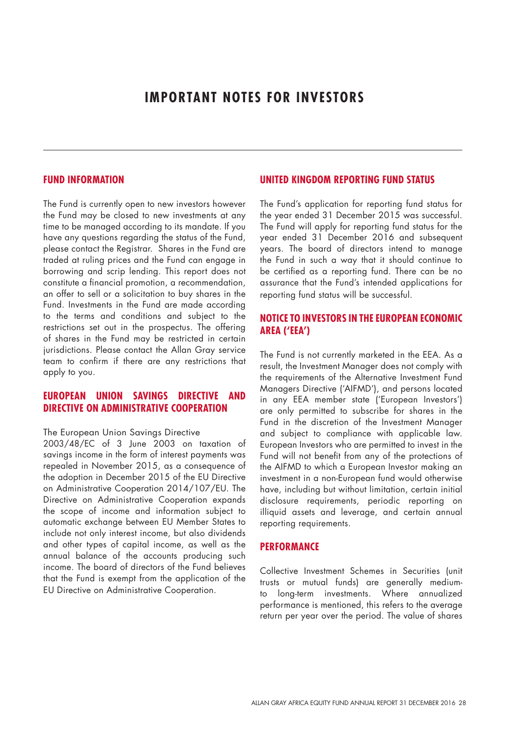# IMPORTANT NOTES FOR INVESTORS

## FUND INFORMATION

The Fund is currently open to new investors however the Fund may be closed to new investments at any time to be managed according to its mandate. If you have any questions regarding the status of the Fund, please contact the Registrar. Shares in the Fund are traded at ruling prices and the Fund can engage in borrowing and scrip lending. This report does not constitute a financial promotion, a recommendation, an offer to sell or a solicitation to buy shares in the Fund. Investments in the Fund are made according to the terms and conditions and subject to the restrictions set out in the prospectus. The offering of shares in the Fund may be restricted in certain jurisdictions. Please contact the Allan Gray service team to confirm if there are any restrictions that apply to you.

## EUROPEAN UNION SAVINGS DIRECTIVE AND DIRECTIVE ON ADMINISTRATIVE COOPERATION

The European Union Savings Directive 2003/48/EC of 3 June 2003 on taxation of savings income in the form of interest payments was repealed in November 2015, as a consequence of the adoption in December 2015 of the EU Directive on Administrative Cooperation 2014/107/EU. The Directive on Administrative Cooperation expands the scope of income and information subject to automatic exchange between EU Member States to include not only interest income, but also dividends and other types of capital income, as well as the annual balance of the accounts producing such income. The board of directors of the Fund believes that the Fund is exempt from the application of the EU Directive on Administrative Cooperation.

## UNITED KINGDOM REPORTING FUND STATUS

The Fund's application for reporting fund status for the year ended 31 December 2015 was successful. The Fund will apply for reporting fund status for the year ended 31 December 2016 and subsequent years. The board of directors intend to manage the Fund in such a way that it should continue to be certified as a reporting fund. There can be no assurance that the Fund's intended applications for reporting fund status will be successful.

## NOTICE TO INVESTORS IN THE EUROPEAN ECONOMIC AREA ('EEA')

The Fund is not currently marketed in the EEA. As a result, the Investment Manager does not comply with the requirements of the Alternative Investment Fund Managers Directive ('AIFMD'), and persons located in any EEA member state ('European Investors') are only permitted to subscribe for shares in the Fund in the discretion of the Investment Manager and subject to compliance with applicable law. European Investors who are permitted to invest in the Fund will not benefit from any of the protections of the AIFMD to which a European Investor making an investment in a non-European fund would otherwise have, including but without limitation, certain initial disclosure requirements, periodic reporting on illiquid assets and leverage, and certain annual reporting requirements.

## PERFORMANCE

Collective Investment Schemes in Securities (unit trusts or mutual funds) are generally medium- to long-term investments. Where annualized performance is mentioned, this refers to the average return per year over the period. The value of shares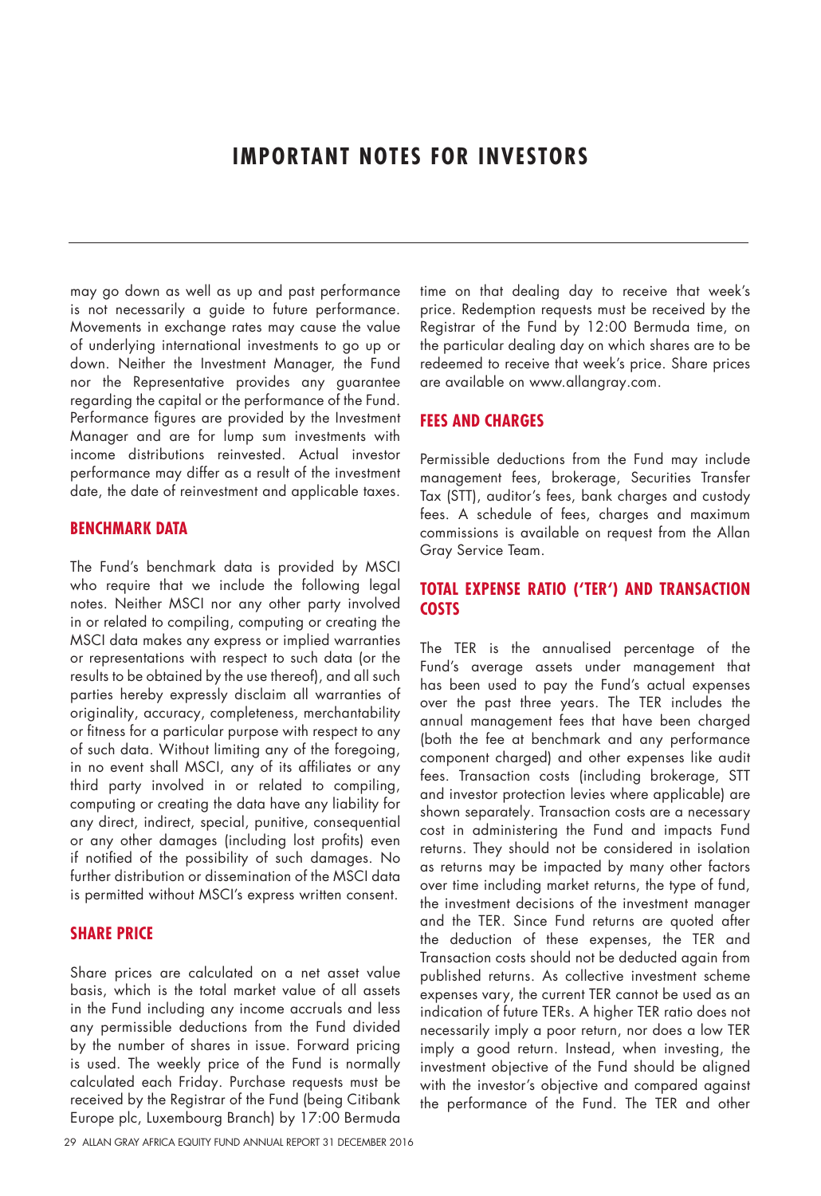# IMPORTANT NOTES FOR INVESTORS

may go down as well as up and past performance is not necessarily a guide to future performance. Movements in exchange rates may cause the value of underlying international investments to go up or down. Neither the Investment Manager, the Fund nor the Representative provides any guarantee regarding the capital or the performance of the Fund. Performance figures are provided by the Investment Manager and are for lump sum investments with income distributions reinvested. Actual investor performance may differ as a result of the investment date, the date of reinvestment and applicable taxes.

## BENCHMARK DATA

The Fund's benchmark data is provided by MSCI who require that we include the following legal notes. Neither MSCI nor any other party involved in or related to compiling, computing or creating the MSCI data makes any express or implied warranties or representations with respect to such data (or the results to be obtained by the use thereof), and all such parties hereby expressly disclaim all warranties of originality, accuracy, completeness, merchantability or fitness for a particular purpose with respect to any of such data. Without limiting any of the foregoing, in no event shall MSCI, any of its affiliates or any third party involved in or related to compiling, computing or creating the data have any liability for any direct, indirect, special, punitive, consequential or any other damages (including lost profits) even if notified of the possibility of such damages. No further distribution or dissemination of the MSCI data is permitted without MSCI's express written consent.

## SHARE PRICE

Share prices are calculated on a net asset value basis, which is the total market value of all assets in the Fund including any income accruals and less any permissible deductions from the Fund divided by the number of shares in issue. Forward pricing is used. The weekly price of the Fund is normally calculated each Friday. Purchase requests must be received by the Registrar of the Fund (being Citibank Europe plc, Luxembourg Branch) by 17:00 Bermuda time on that dealing day to receive that week's price. Redemption requests must be received by the Registrar of the Fund by 12:00 Bermuda time, on the particular dealing day on which shares are to be redeemed to receive that week's price. Share prices are available on www.allangray.com.

## FEES AND CHARGES

Permissible deductions from the Fund may include management fees, brokerage, Securities Transfer Tax (STT), auditor's fees, bank charges and custody fees. A schedule of fees, charges and maximum commissions is available on request from the Allan Gray Service Team.

## TOTAL EXPENSE RATIO ('TER') AND TRANSACTION COSTS

The TER is the annualised percentage of the Fund's average assets under management that has been used to pay the Fund's actual expenses over the past three years. The TER includes the annual management fees that have been charged (both the fee at benchmark and any performance component charged) and other expenses like audit fees. Transaction costs (including brokerage, STT and investor protection levies where applicable) are shown separately. Transaction costs are a necessary cost in administering the Fund and impacts Fund returns. They should not be considered in isolation as returns may be impacted by many other factors over time including market returns, the type of fund, the investment decisions of the investment manager and the TER. Since Fund returns are quoted after the deduction of these expenses, the TER and Transaction costs should not be deducted again from published returns. As collective investment scheme expenses vary, the current TER cannot be used as an indication of future TERs. A higher TER ratio does not necessarily imply a poor return, nor does a low TER imply a good return. Instead, when investing, the investment objective of the Fund should be aligned with the investor's objective and compared against the performance of the Fund. The TER and other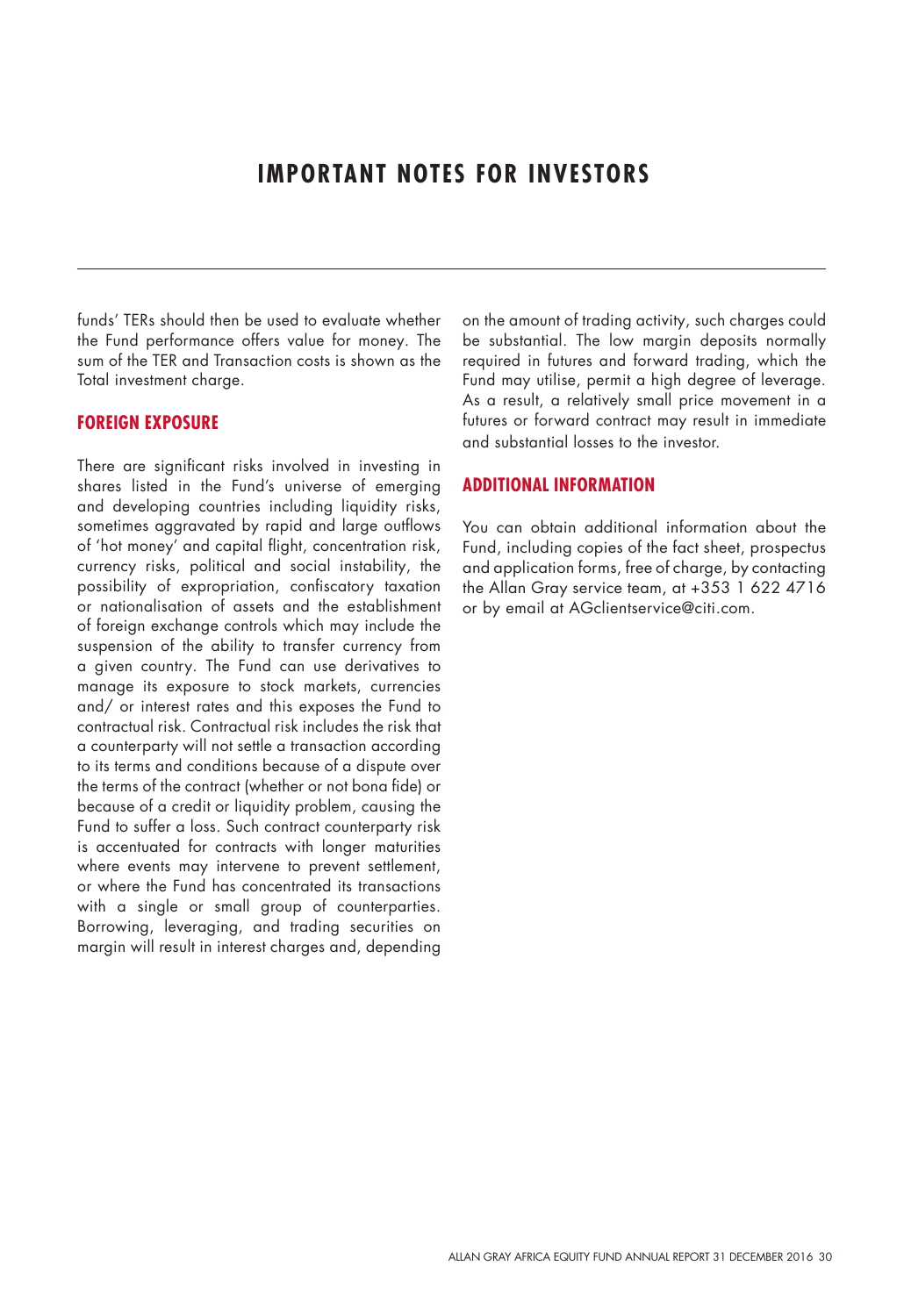# IMPORTANT NOTES FOR INVESTORS

funds' TERs should then be used to evaluate whether the Fund performance offers value for money. The sum of the TER and Transaction costs is shown as the Total investment charge.

## FOREIGN EXPOSURE

There are significant risks involved in investing in shares listed in the Fund's universe of emerging and developing countries including liquidity risks, sometimes aggravated by rapid and large outflows of 'hot money' and capital flight, concentration risk, currency risks, political and social instability, the possibility of expropriation, confiscatory taxation or nationalisation of assets and the establishment of foreign exchange controls which may include the suspension of the ability to transfer currency from a given country. The Fund can use derivatives to manage its exposure to stock markets, currencies and/ or interest rates and this exposes the Fund to contractual risk. Contractual risk includes the risk that a counterparty will not settle a transaction according to its terms and conditions because of a dispute over the terms of the contract (whether or not bona fide) or because of a credit or liquidity problem, causing the Fund to suffer a loss. Such contract counterparty risk is accentuated for contracts with longer maturities where events may intervene to prevent settlement, or where the Fund has concentrated its transactions with a single or small group of counterparties. Borrowing, leveraging, and trading securities on margin will result in interest charges and, depending on the amount of trading activity, such charges could be substantial. The low margin deposits normally required in futures and forward trading, which the Fund may utilise, permit a high degree of leverage. As a result, a relatively small price movement in a futures or forward contract may result in immediate and substantial losses to the investor.

## ADDITIONAL INFORMATION

You can obtain additional information about the Fund, including copies of the fact sheet, prospectus and application forms, free of charge, by contacting the Allan Gray service team, at +353 1 622 4716 or by email at AGclientservice@citi.com.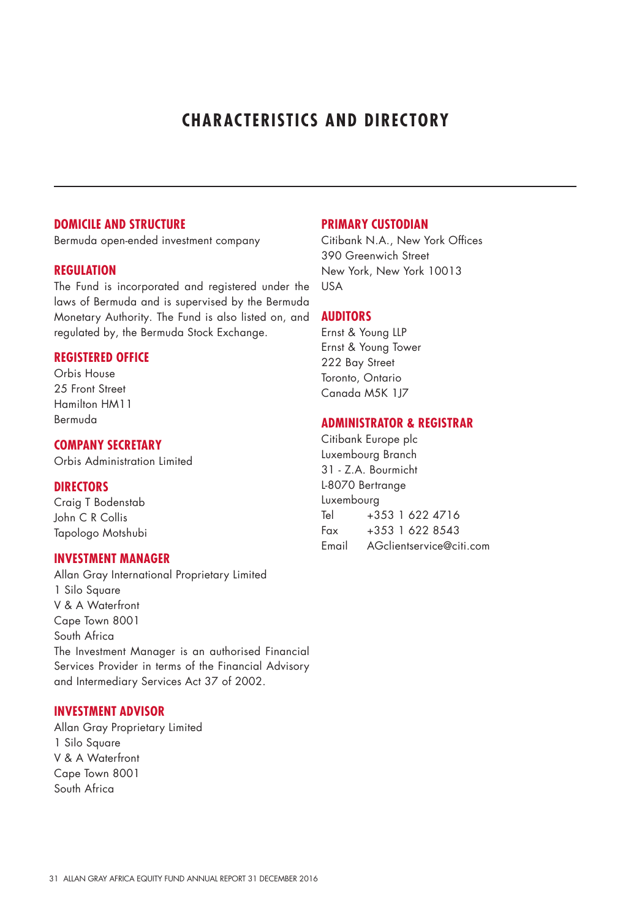# CHARACTERISTICS AND DIRECTORY

## DOMICILE AND STRUCTURE

Bermuda open-ended investment company

## REGULATION

The Fund is incorporated and registered under the laws of Bermuda and is supervised by the Bermuda Monetary Authority. The Fund is also listed on, and regulated by, the Bermuda Stock Exchange.

## REGISTERED OFFICE

Orbis House
25 Front Street
Hamilton HM11
Bermuda

## COMPANY SECRETARY

Orbis Administration Limited

## DIRECTORS

Craig T Bodenstab
John C R Collis
Tapologo Motshubi

## INVESTMENT MANAGER

Allan Gray International Proprietary Limited
1 Silo Square
V & A Waterfront
Cape Town 8001
South Africa
The Investment Manager is an authorised Financial Services Provider in terms of the Financial Advisory and Intermediary Services Act 37 of 2002.

## INVESTMENT ADVISOR

Allan Gray Proprietary Limited
1 Silo Square
V & A Waterfront
Cape Town 8001
South Africa

## PRIMARY CUSTODIAN

Citibank N.A., New York Offices
390 Greenwich Street
New York, New York 10013
USA

## AUDITORS

Ernst & Young LLP
Ernst & Young Tower
222 Bay Street
Toronto, Ontario
Canada M5K 1J7

## ADMINISTRATOR & REGISTRAR

Citibank Europe plc
Luxembourg Branch
31 - Z.A. Bourmicht
L-8070 Bertrange
Luxembourg
Tel +353 1 622 4716
Fax +353 1 622 8543
Email AGclientservice@citi.com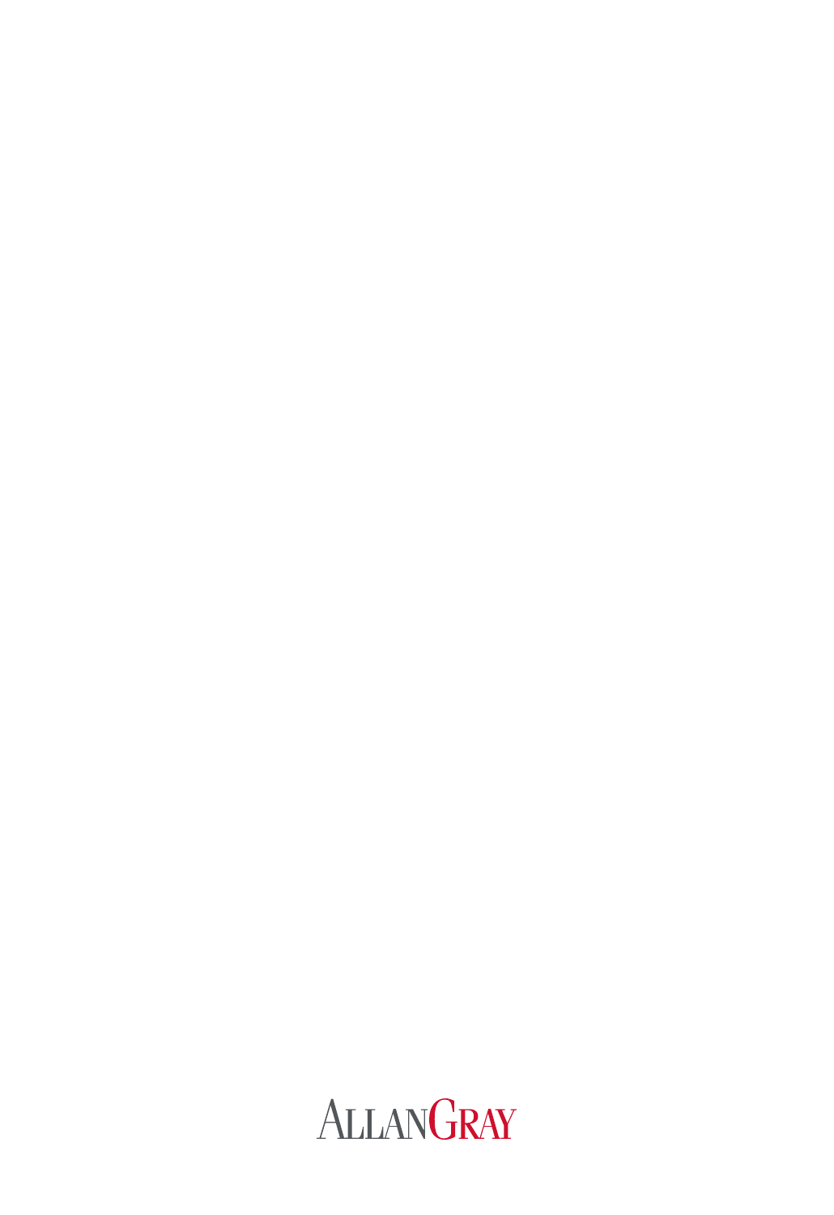ALLANGRAY